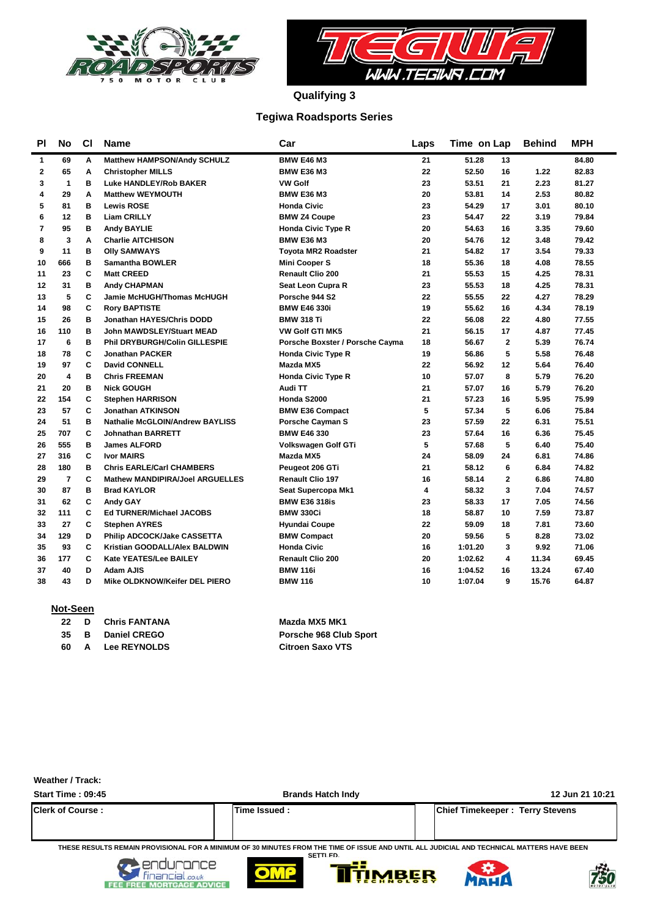# Qualifying 3

## Tegiwa Roadsports Series

| Pl | No | Cl | Name | Car | Laps | Time | on Lap | Behind | MPH |
|---|---|---|---|---|---|---|---|---|---|
| 1 | 69 | A | Matthew HAMPSON/Andy SCHULZ | BMW E46 M3 | 21 | 51.28 | 13 | | 84.80 |
| 2 | 65 | A | Christopher MILLS | BMW E36 M3 | 22 | 52.50 | 16 | 1.22 | 82.83 |
| 3 | 1 | B | Luke HANDLEY/Rob BAKER | VW Golf | 23 | 53.51 | 21 | 2.23 | 81.27 |
| 4 | 29 | A | Matthew WEYMOUTH | BMW E36 M3 | 20 | 53.81 | 14 | 2.53 | 80.82 |
| 5 | 81 | B | Lewis ROSE | Honda Civic | 23 | 54.29 | 17 | 3.01 | 80.10 |
| 6 | 12 | B | Liam CRILLY | BMW Z4 Coupe | 23 | 54.47 | 22 | 3.19 | 79.84 |
| 7 | 95 | B | Andy BAYLIE | Honda Civic Type R | 20 | 54.63 | 16 | 3.35 | 79.60 |
| 8 | 3 | A | Charlie AITCHISON | BMW E36 M3 | 20 | 54.76 | 12 | 3.48 | 79.42 |
| 9 | 11 | B | Olly SAMWAYS | Toyota MR2 Roadster | 21 | 54.82 | 17 | 3.54 | 79.33 |
| 10 | 666 | B | Samantha BOWLER | Mini Cooper S | 18 | 55.36 | 18 | 4.08 | 78.55 |
| 11 | 23 | C | Matt CREED | Renault Clio 200 | 21 | 55.53 | 15 | 4.25 | 78.31 |
| 12 | 31 | B | Andy CHAPMAN | Seat Leon Cupra R | 23 | 55.53 | 18 | 4.25 | 78.31 |
| 13 | 5 | C | Jamie McHUGH/Thomas McHUGH | Porsche 944 S2 | 22 | 55.55 | 22 | 4.27 | 78.29 |
| 14 | 98 | C | Rory BAPTISTE | BMW E46 330i | 19 | 55.62 | 16 | 4.34 | 78.19 |
| 15 | 26 | B | Jonathan HAYES/Chris DODD | BMW 318 Ti | 22 | 56.08 | 22 | 4.80 | 77.55 |
| 16 | 110 | B | John MAWDSLEY/Stuart MEAD | VW Golf GTI MK5 | 21 | 56.15 | 17 | 4.87 | 77.45 |
| 17 | 6 | B | Phil DRYBURGH/Colin GILLESPIE | Porsche Boxster / Porsche Cayma | 18 | 56.67 | 2 | 5.39 | 76.74 |
| 18 | 78 | C | Jonathan PACKER | Honda Civic Type R | 19 | 56.86 | 5 | 5.58 | 76.48 |
| 19 | 97 | C | David CONNELL | Mazda MX5 | 22 | 56.92 | 12 | 5.64 | 76.40 |
| 20 | 4 | B | Chris FREEMAN | Honda Civic Type R | 10 | 57.07 | 8 | 5.79 | 76.20 |
| 21 | 20 | B | Nick GOUGH | Audi TT | 21 | 57.07 | 16 | 5.79 | 76.20 |
| 22 | 154 | C | Stephen HARRISON | Honda S2000 | 21 | 57.23 | 16 | 5.95 | 75.99 |
| 23 | 57 | C | Jonathan ATKINSON | BMW E36 Compact | 5 | 57.34 | 5 | 6.06 | 75.84 |
| 24 | 51 | B | Nathalie McGLOIN/Andrew BAYLISS | Porsche Cayman S | 23 | 57.59 | 22 | 6.31 | 75.51 |
| 25 | 707 | C | Johnathan BARRETT | BMW E46 330 | 23 | 57.64 | 16 | 6.36 | 75.45 |
| 26 | 555 | B | James ALFORD | Volkswagen Golf GTi | 5 | 57.68 | 5 | 6.40 | 75.40 |
| 27 | 316 | C | Ivor MAIRS | Mazda MX5 | 24 | 58.09 | 24 | 6.81 | 74.86 |
| 28 | 180 | B | Chris EARLE/Carl CHAMBERS | Peugeot 206 GTi | 21 | 58.12 | 6 | 6.84 | 74.82 |
| 29 | 7 | C | Mathew MANDIPIRA/Joel ARGUELLES | Renault Clio 197 | 16 | 58.14 | 2 | 6.86 | 74.80 |
| 30 | 87 | B | Brad KAYLOR | Seat Supercopa Mk1 | 4 | 58.32 | 3 | 7.04 | 74.57 |
| 31 | 62 | C | Andy GAY | BMW E36 318is | 23 | 58.33 | 17 | 7.05 | 74.56 |
| 32 | 111 | C | Ed TURNER/Michael JACOBS | BMW 330Ci | 18 | 58.87 | 10 | 7.59 | 73.87 |
| 33 | 27 | C | Stephen AYRES | Hyundai Coupe | 22 | 59.09 | 18 | 7.81 | 73.60 |
| 34 | 129 | D | Philip ADCOCK/Jake CASSETTA | BMW Compact | 20 | 59.56 | 5 | 8.28 | 73.02 |
| 35 | 93 | C | Kristian GOODALL/Alex BALDWIN | Honda Civic | 16 | 1:01.20 | 3 | 9.92 | 71.06 |
| 36 | 177 | C | Kate YEATES/Lee BAILEY | Renault Clio 200 | 20 | 1:02.62 | 4 | 11.34 | 69.45 |
| 37 | 40 | D | Adam AJIS | BMW 116i | 16 | 1:04.52 | 16 | 13.24 | 67.40 |
| 38 | 43 | D | Mike OLDKNOW/Keifer DEL PIERO | BMW 116 | 10 | 1:07.04 | 9 | 15.76 | 64.87 |

**Not-Seen**

| No | Cl | Name | Car |
|---|---|---|---|
| 22 | D | Chris FANTANA | Mazda MX5 MK1 |
| 35 | B | Daniel CREGO | Porsche 968 Club Sport |
| 60 | A | Lee REYNOLDS | Citroen Saxo VTS |

Weather / Track:

Start Time : 09:45 — Brands Hatch Indy — 12 Jun 21 10:21

| Clerk of Course : | Time Issued : | Chief Timekeeper : Terry Stevens |
|---|---|---|

THESE RESULTS REMAIN PROVISIONAL FOR A MINIMUM OF 30 MINUTES FROM THE TIME OF ISSUE AND UNTIL ALL JUDICIAL AND TECHNICAL MATTERS HAVE BEEN SETTLED.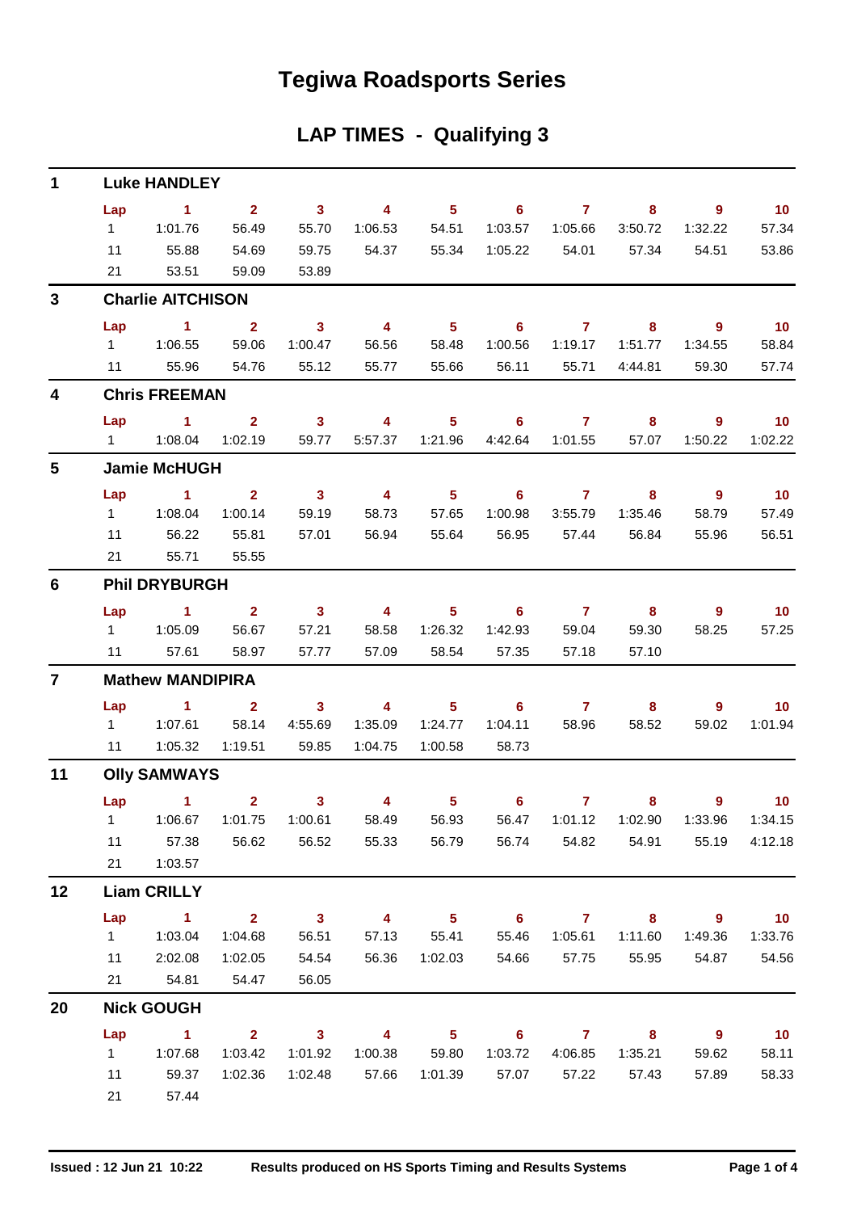# Tegiwa Roadsports Series

## LAP TIMES - Qualifying 3

### 1 Luke HANDLEY

| Lap | 1 | 2 | 3 | 4 | 5 | 6 | 7 | 8 | 9 | 10 |
|---|---|---|---|---|---|---|---|---|---|---|
| 1 | 1:01.76 | 56.49 | 55.70 | 1:06.53 | 54.51 | 1:03.57 | 1:05.66 | 3:50.72 | 1:32.22 | 57.34 |
| 11 | 55.88 | 54.69 | 59.75 | 54.37 | 55.34 | 1:05.22 | 54.01 | 57.34 | 54.51 | 53.86 |
| 21 | 53.51 | 59.09 | 53.89 | | | | | | | |

### 3 Charlie AITCHISON

| Lap | 1 | 2 | 3 | 4 | 5 | 6 | 7 | 8 | 9 | 10 |
|---|---|---|---|---|---|---|---|---|---|---|
| 1 | 1:06.55 | 59.06 | 1:00.47 | 56.56 | 58.48 | 1:00.56 | 1:19.17 | 1:51.77 | 1:34.55 | 58.84 |
| 11 | 55.96 | 54.76 | 55.12 | 55.77 | 55.66 | 56.11 | 55.71 | 4:44.81 | 59.30 | 57.74 |

### 4 Chris FREEMAN

| Lap | 1 | 2 | 3 | 4 | 5 | 6 | 7 | 8 | 9 | 10 |
|---|---|---|---|---|---|---|---|---|---|---|
| 1 | 1:08.04 | 1:02.19 | 59.77 | 5:57.37 | 1:21.96 | 4:42.64 | 1:01.55 | 57.07 | 1:50.22 | 1:02.22 |

### 5 Jamie McHUGH

| Lap | 1 | 2 | 3 | 4 | 5 | 6 | 7 | 8 | 9 | 10 |
|---|---|---|---|---|---|---|---|---|---|---|
| 1 | 1:08.04 | 1:00.14 | 59.19 | 58.73 | 57.65 | 1:00.98 | 3:55.79 | 1:35.46 | 58.79 | 57.49 |
| 11 | 56.22 | 55.81 | 57.01 | 56.94 | 55.64 | 56.95 | 57.44 | 56.84 | 55.96 | 56.51 |
| 21 | 55.71 | 55.55 | | | | | | | | |

### 6 Phil DRYBURGH

| Lap | 1 | 2 | 3 | 4 | 5 | 6 | 7 | 8 | 9 | 10 |
|---|---|---|---|---|---|---|---|---|---|---|
| 1 | 1:05.09 | 56.67 | 57.21 | 58.58 | 1:26.32 | 1:42.93 | 59.04 | 59.30 | 58.25 | 57.25 |
| 11 | 57.61 | 58.97 | 57.77 | 57.09 | 58.54 | 57.35 | 57.18 | 57.10 | | |

### 7 Mathew MANDIPIRA

| Lap | 1 | 2 | 3 | 4 | 5 | 6 | 7 | 8 | 9 | 10 |
|---|---|---|---|---|---|---|---|---|---|---|
| 1 | 1:07.61 | 58.14 | 4:55.69 | 1:35.09 | 1:24.77 | 1:04.11 | 58.96 | 58.52 | 59.02 | 1:01.94 |
| 11 | 1:05.32 | 1:19.51 | 59.85 | 1:04.75 | 1:00.58 | 58.73 | | | | |

### 11 Olly SAMWAYS

| Lap | 1 | 2 | 3 | 4 | 5 | 6 | 7 | 8 | 9 | 10 |
|---|---|---|---|---|---|---|---|---|---|---|
| 1 | 1:06.67 | 1:01.75 | 1:00.61 | 58.49 | 56.93 | 56.47 | 1:01.12 | 1:02.90 | 1:33.96 | 1:34.15 |
| 11 | 57.38 | 56.62 | 56.52 | 55.33 | 56.79 | 56.74 | 54.82 | 54.91 | 55.19 | 4:12.18 |
| 21 | 1:03.57 | | | | | | | | | |

### 12 Liam CRILLY

| Lap | 1 | 2 | 3 | 4 | 5 | 6 | 7 | 8 | 9 | 10 |
|---|---|---|---|---|---|---|---|---|---|---|
| 1 | 1:03.04 | 1:04.68 | 56.51 | 57.13 | 55.41 | 55.46 | 1:05.61 | 1:11.60 | 1:49.36 | 1:33.76 |
| 11 | 2:02.08 | 1:02.05 | 54.54 | 56.36 | 1:02.03 | 54.66 | 57.75 | 55.95 | 54.87 | 54.56 |
| 21 | 54.81 | 54.47 | 56.05 | | | | | | | |

### 20 Nick GOUGH

| Lap | 1 | 2 | 3 | 4 | 5 | 6 | 7 | 8 | 9 | 10 |
|---|---|---|---|---|---|---|---|---|---|---|
| 1 | 1:07.68 | 1:03.42 | 1:01.92 | 1:00.38 | 59.80 | 1:03.72 | 4:06.85 | 1:35.21 | 59.62 | 58.11 |
| 11 | 59.37 | 1:02.36 | 1:02.48 | 57.66 | 1:01.39 | 57.07 | 57.22 | 57.43 | 57.89 | 58.33 |
| 21 | 57.44 | | | | | | | | | |

Issued : 12 Jun 21 10:22 Results produced on HS Sports Timing and Results Systems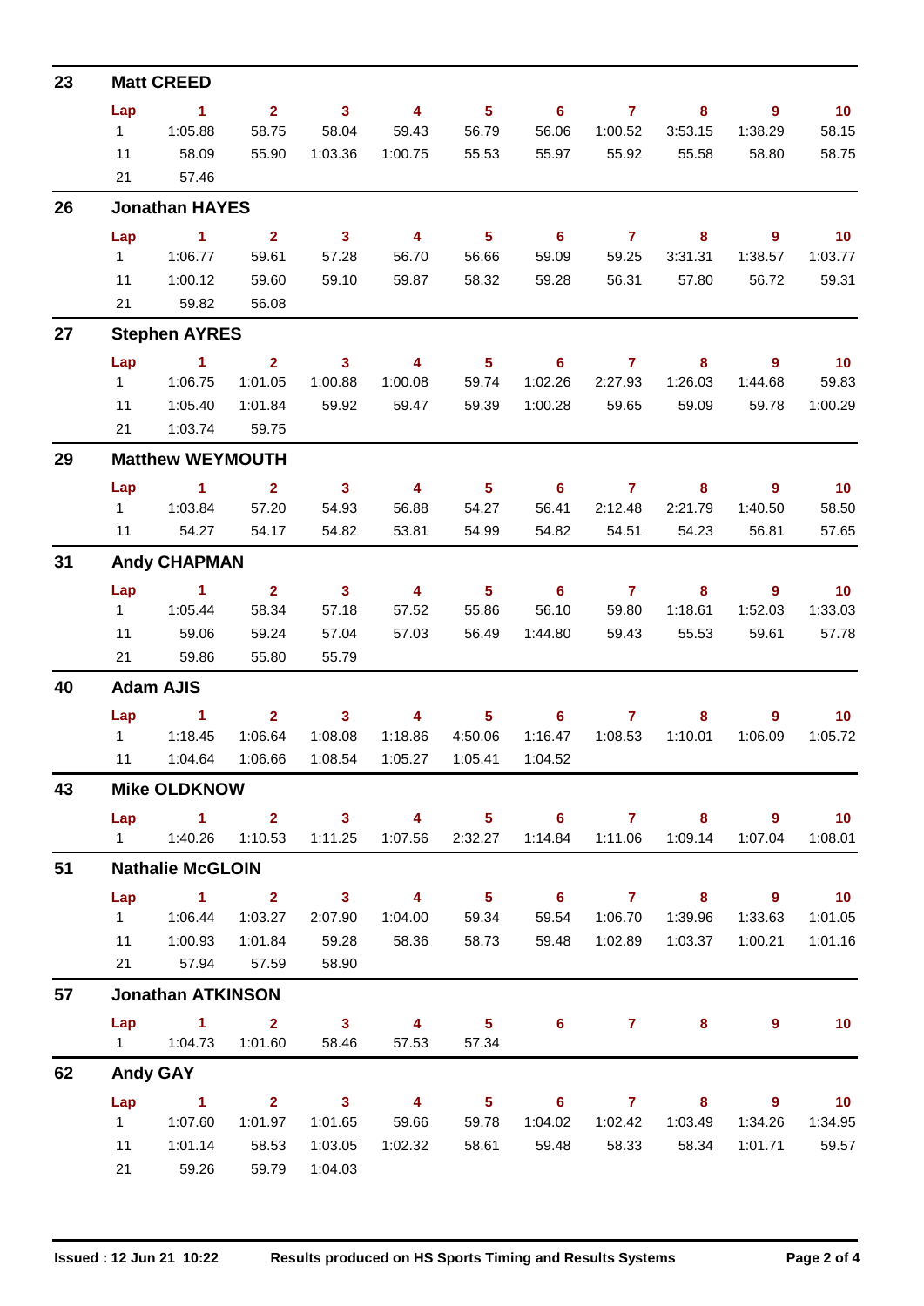## 23 Matt CREED

| Lap | 1 | 2 | 3 | 4 | 5 | 6 | 7 | 8 | 9 | 10 |
|---|---|---|---|---|---|---|---|---|---|---|
| 1 | 1:05.88 | 58.75 | 58.04 | 59.43 | 56.79 | 56.06 | 1:00.52 | 3:53.15 | 1:38.29 | 58.15 |
| 11 | 58.09 | 55.90 | 1:03.36 | 1:00.75 | 55.53 | 55.97 | 55.92 | 55.58 | 58.80 | 58.75 |
| 21 | 57.46 | | | | | | | | | |

## 26 Jonathan HAYES

| Lap | 1 | 2 | 3 | 4 | 5 | 6 | 7 | 8 | 9 | 10 |
|---|---|---|---|---|---|---|---|---|---|---|
| 1 | 1:06.77 | 59.61 | 57.28 | 56.70 | 56.66 | 59.09 | 59.25 | 3:31.31 | 1:38.57 | 1:03.77 |
| 11 | 1:00.12 | 59.60 | 59.10 | 59.87 | 58.32 | 59.28 | 56.31 | 57.80 | 56.72 | 59.31 |
| 21 | 59.82 | 56.08 | | | | | | | | |

## 27 Stephen AYRES

| Lap | 1 | 2 | 3 | 4 | 5 | 6 | 7 | 8 | 9 | 10 |
|---|---|---|---|---|---|---|---|---|---|---|
| 1 | 1:06.75 | 1:01.05 | 1:00.88 | 1:00.08 | 59.74 | 1:02.26 | 2:27.93 | 1:26.03 | 1:44.68 | 59.83 |
| 11 | 1:05.40 | 1:01.84 | 59.92 | 59.47 | 59.39 | 1:00.28 | 59.65 | 59.09 | 59.78 | 1:00.29 |
| 21 | 1:03.74 | 59.75 | | | | | | | | |

## 29 Matthew WEYMOUTH

| Lap | 1 | 2 | 3 | 4 | 5 | 6 | 7 | 8 | 9 | 10 |
|---|---|---|---|---|---|---|---|---|---|---|
| 1 | 1:03.84 | 57.20 | 54.93 | 56.88 | 54.27 | 56.41 | 2:12.48 | 2:21.79 | 1:40.50 | 58.50 |
| 11 | 54.27 | 54.17 | 54.82 | 53.81 | 54.99 | 54.82 | 54.51 | 54.23 | 56.81 | 57.65 |

## 31 Andy CHAPMAN

| Lap | 1 | 2 | 3 | 4 | 5 | 6 | 7 | 8 | 9 | 10 |
|---|---|---|---|---|---|---|---|---|---|---|
| 1 | 1:05.44 | 58.34 | 57.18 | 57.52 | 55.86 | 56.10 | 59.80 | 1:18.61 | 1:52.03 | 1:33.03 |
| 11 | 59.06 | 59.24 | 57.04 | 57.03 | 56.49 | 1:44.80 | 59.43 | 55.53 | 59.61 | 57.78 |
| 21 | 59.86 | 55.80 | 55.79 | | | | | | | |

## 40 Adam AJIS

| Lap | 1 | 2 | 3 | 4 | 5 | 6 | 7 | 8 | 9 | 10 |
|---|---|---|---|---|---|---|---|---|---|---|
| 1 | 1:18.45 | 1:06.64 | 1:08.08 | 1:18.86 | 4:50.06 | 1:16.47 | 1:08.53 | 1:10.01 | 1:06.09 | 1:05.72 |
| 11 | 1:04.64 | 1:06.66 | 1:08.54 | 1:05.27 | 1:05.41 | 1:04.52 | | | | |

## 43 Mike OLDKNOW

| Lap | 1 | 2 | 3 | 4 | 5 | 6 | 7 | 8 | 9 | 10 |
|---|---|---|---|---|---|---|---|---|---|---|
| 1 | 1:40.26 | 1:10.53 | 1:11.25 | 1:07.56 | 2:32.27 | 1:14.84 | 1:11.06 | 1:09.14 | 1:07.04 | 1:08.01 |

## 51 Nathalie McGLOIN

| Lap | 1 | 2 | 3 | 4 | 5 | 6 | 7 | 8 | 9 | 10 |
|---|---|---|---|---|---|---|---|---|---|---|
| 1 | 1:06.44 | 1:03.27 | 2:07.90 | 1:04.00 | 59.34 | 59.54 | 1:06.70 | 1:39.96 | 1:33.63 | 1:01.05 |
| 11 | 1:00.93 | 1:01.84 | 59.28 | 58.36 | 58.73 | 59.48 | 1:02.89 | 1:03.37 | 1:00.21 | 1:01.16 |
| 21 | 57.94 | 57.59 | 58.90 | | | | | | | |

## 57 Jonathan ATKINSON

| Lap | 1 | 2 | 3 | 4 | 5 | 6 | 7 | 8 | 9 | 10 |
|---|---|---|---|---|---|---|---|---|---|---|
| 1 | 1:04.73 | 1:01.60 | 58.46 | 57.53 | 57.34 | | | | | |

## 62 Andy GAY

| Lap | 1 | 2 | 3 | 4 | 5 | 6 | 7 | 8 | 9 | 10 |
|---|---|---|---|---|---|---|---|---|---|---|
| 1 | 1:07.60 | 1:01.97 | 1:01.65 | 59.66 | 59.78 | 1:04.02 | 1:02.42 | 1:03.49 | 1:34.26 | 1:34.95 |
| 11 | 1:01.14 | 58.53 | 1:03.05 | 1:02.32 | 58.61 | 59.48 | 58.33 | 58.34 | 1:01.71 | 59.57 |
| 21 | 59.26 | 59.79 | 1:04.03 | | | | | | | |

Issued : 12 Jun 21 10:22 Results produced on HS Sports Timing and Results Systems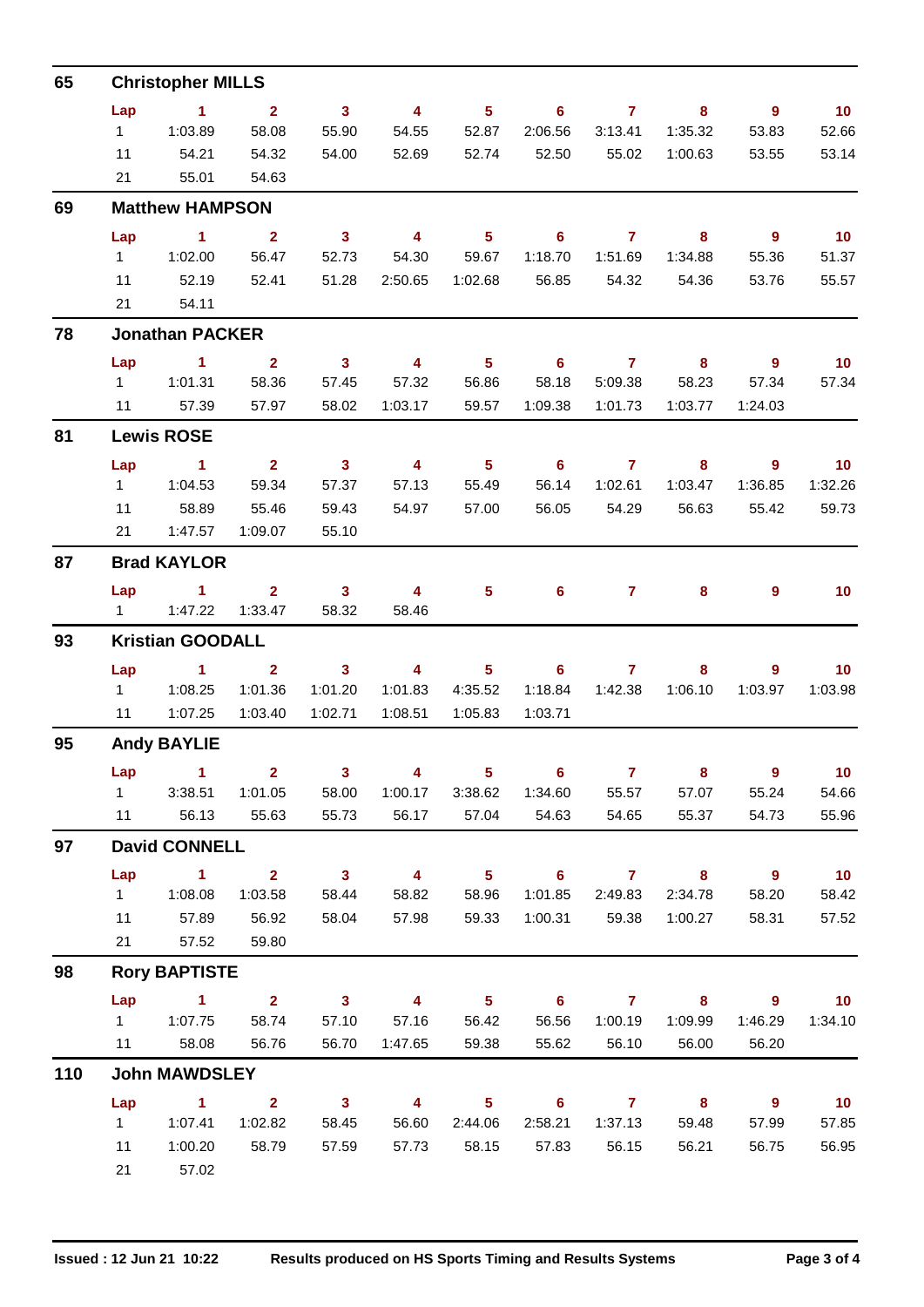## 65 Christopher MILLS

| Lap | 1 | 2 | 3 | 4 | 5 | 6 | 7 | 8 | 9 | 10 |
|---|---|---|---|---|---|---|---|---|---|---|
| 1 | 1:03.89 | 58.08 | 55.90 | 54.55 | 52.87 | 2:06.56 | 3:13.41 | 1:35.32 | 53.83 | 52.66 |
| 11 | 54.21 | 54.32 | 54.00 | 52.69 | 52.74 | 52.50 | 55.02 | 1:00.63 | 53.55 | 53.14 |
| 21 | 55.01 | 54.63 | | | | | | | | |

## 69 Matthew HAMPSON

| Lap | 1 | 2 | 3 | 4 | 5 | 6 | 7 | 8 | 9 | 10 |
|---|---|---|---|---|---|---|---|---|---|---|
| 1 | 1:02.00 | 56.47 | 52.73 | 54.30 | 59.67 | 1:18.70 | 1:51.69 | 1:34.88 | 55.36 | 51.37 |
| 11 | 52.19 | 52.41 | 51.28 | 2:50.65 | 1:02.68 | 56.85 | 54.32 | 54.36 | 53.76 | 55.57 |
| 21 | 54.11 | | | | | | | | | |

## 78 Jonathan PACKER

| Lap | 1 | 2 | 3 | 4 | 5 | 6 | 7 | 8 | 9 | 10 |
|---|---|---|---|---|---|---|---|---|---|---|
| 1 | 1:01.31 | 58.36 | 57.45 | 57.32 | 56.86 | 58.18 | 5:09.38 | 58.23 | 57.34 | 57.34 |
| 11 | 57.39 | 57.97 | 58.02 | 1:03.17 | 59.57 | 1:09.38 | 1:01.73 | 1:03.77 | 1:24.03 | |

## 81 Lewis ROSE

| Lap | 1 | 2 | 3 | 4 | 5 | 6 | 7 | 8 | 9 | 10 |
|---|---|---|---|---|---|---|---|---|---|---|
| 1 | 1:04.53 | 59.34 | 57.37 | 57.13 | 55.49 | 56.14 | 1:02.61 | 1:03.47 | 1:36.85 | 1:32.26 |
| 11 | 58.89 | 55.46 | 59.43 | 54.97 | 57.00 | 56.05 | 54.29 | 56.63 | 55.42 | 59.73 |
| 21 | 1:47.57 | 1:09.07 | 55.10 | | | | | | | |

## 87 Brad KAYLOR

| Lap | 1 | 2 | 3 | 4 | 5 | 6 | 7 | 8 | 9 | 10 |
|---|---|---|---|---|---|---|---|---|---|---|
| 1 | 1:47.22 | 1:33.47 | 58.32 | 58.46 | | | | | | |

## 93 Kristian GOODALL

| Lap | 1 | 2 | 3 | 4 | 5 | 6 | 7 | 8 | 9 | 10 |
|---|---|---|---|---|---|---|---|---|---|---|
| 1 | 1:08.25 | 1:01.36 | 1:01.20 | 1:01.83 | 4:35.52 | 1:18.84 | 1:42.38 | 1:06.10 | 1:03.97 | 1:03.98 |
| 11 | 1:07.25 | 1:03.40 | 1:02.71 | 1:08.51 | 1:05.83 | 1:03.71 | | | | |

## 95 Andy BAYLIE

| Lap | 1 | 2 | 3 | 4 | 5 | 6 | 7 | 8 | 9 | 10 |
|---|---|---|---|---|---|---|---|---|---|---|
| 1 | 3:38.51 | 1:01.05 | 58.00 | 1:00.17 | 3:38.62 | 1:34.60 | 55.57 | 57.07 | 55.24 | 54.66 |
| 11 | 56.13 | 55.63 | 55.73 | 56.17 | 57.04 | 54.63 | 54.65 | 55.37 | 54.73 | 55.96 |

## 97 David CONNELL

| Lap | 1 | 2 | 3 | 4 | 5 | 6 | 7 | 8 | 9 | 10 |
|---|---|---|---|---|---|---|---|---|---|---|
| 1 | 1:08.08 | 1:03.58 | 58.44 | 58.82 | 58.96 | 1:01.85 | 2:49.83 | 2:34.78 | 58.20 | 58.42 |
| 11 | 57.89 | 56.92 | 58.04 | 57.98 | 59.33 | 1:00.31 | 59.38 | 1:00.27 | 58.31 | 57.52 |
| 21 | 57.52 | 59.80 | | | | | | | | |

## 98 Rory BAPTISTE

| Lap | 1 | 2 | 3 | 4 | 5 | 6 | 7 | 8 | 9 | 10 |
|---|---|---|---|---|---|---|---|---|---|---|
| 1 | 1:07.75 | 58.74 | 57.10 | 57.16 | 56.42 | 56.56 | 1:00.19 | 1:09.99 | 1:46.29 | 1:34.10 |
| 11 | 58.08 | 56.76 | 56.70 | 1:47.65 | 59.38 | 55.62 | 56.10 | 56.00 | 56.20 | |

## 110 John MAWDSLEY

| Lap | 1 | 2 | 3 | 4 | 5 | 6 | 7 | 8 | 9 | 10 |
|---|---|---|---|---|---|---|---|---|---|---|
| 1 | 1:07.41 | 1:02.82 | 58.45 | 56.60 | 2:44.06 | 2:58.21 | 1:37.13 | 59.48 | 57.99 | 57.85 |
| 11 | 1:00.20 | 58.79 | 57.59 | 57.73 | 58.15 | 57.83 | 56.15 | 56.21 | 56.75 | 56.95 |
| 21 | 57.02 | | | | | | | | | |

Issued : 12 Jun 21 10:22 Results produced on HS Sports Timing and Results Systems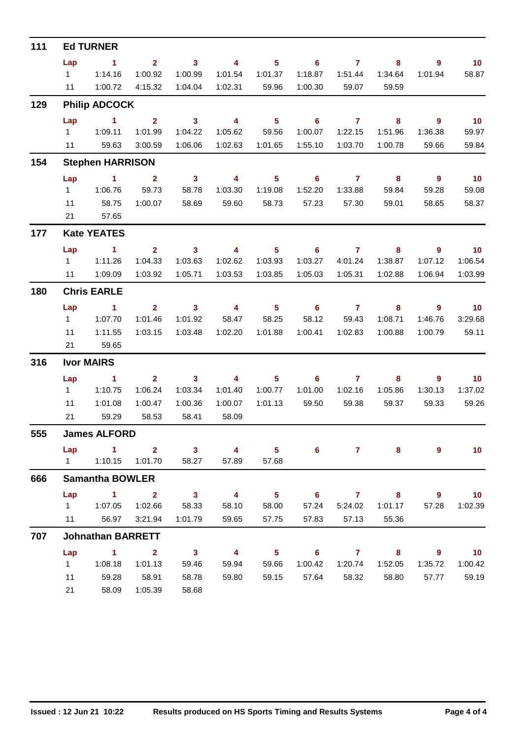## 111 Ed TURNER

| Lap | 1 | 2 | 3 | 4 | 5 | 6 | 7 | 8 | 9 | 10 |
|---|---|---|---|---|---|---|---|---|---|---|
| 1 | 1:14.16 | 1:00.92 | 1:00.99 | 1:01.54 | 1:01.37 | 1:18.87 | 1:51.44 | 1:34.64 | 1:01.94 | 58.87 |
| 11 | 1:00.72 | 4:15.32 | 1:04.04 | 1:02.31 | 59.96 | 1:00.30 | 59.07 | 59.59 | | |

## 129 Philip ADCOCK

| Lap | 1 | 2 | 3 | 4 | 5 | 6 | 7 | 8 | 9 | 10 |
|---|---|---|---|---|---|---|---|---|---|---|
| 1 | 1:09.11 | 1:01.99 | 1:04.22 | 1:05.62 | 59.56 | 1:00.07 | 1:22.15 | 1:51.96 | 1:36.38 | 59.97 |
| 11 | 59.63 | 3:00.59 | 1:06.06 | 1:02.63 | 1:01.65 | 1:55.10 | 1:03.70 | 1:00.78 | 59.66 | 59.84 |

## 154 Stephen HARRISON

| Lap | 1 | 2 | 3 | 4 | 5 | 6 | 7 | 8 | 9 | 10 |
|---|---|---|---|---|---|---|---|---|---|---|
| 1 | 1:06.76 | 59.73 | 58.78 | 1:03.30 | 1:19.08 | 1:52.20 | 1:33.88 | 59.84 | 59.28 | 59.08 |
| 11 | 58.75 | 1:00.07 | 58.69 | 59.60 | 58.73 | 57.23 | 57.30 | 59.01 | 58.65 | 58.37 |
| 21 | 57.65 | | | | | | | | | |

## 177 Kate YEATES

| Lap | 1 | 2 | 3 | 4 | 5 | 6 | 7 | 8 | 9 | 10 |
|---|---|---|---|---|---|---|---|---|---|---|
| 1 | 1:11.26 | 1:04.33 | 1:03.63 | 1:02.62 | 1:03.93 | 1:03.27 | 4:01.24 | 1:38.87 | 1:07.12 | 1:06.54 |
| 11 | 1:09.09 | 1:03.92 | 1:05.71 | 1:03.53 | 1:03.85 | 1:05.03 | 1:05.31 | 1:02.88 | 1:06.94 | 1:03.99 |

## 180 Chris EARLE

| Lap | 1 | 2 | 3 | 4 | 5 | 6 | 7 | 8 | 9 | 10 |
|---|---|---|---|---|---|---|---|---|---|---|
| 1 | 1:07.70 | 1:01.46 | 1:01.92 | 58.47 | 58.25 | 58.12 | 59.43 | 1:08.71 | 1:46.76 | 3:29.68 |
| 11 | 1:11.55 | 1:03.15 | 1:03.48 | 1:02.20 | 1:01.88 | 1:00.41 | 1:02.83 | 1:00.88 | 1:00.79 | 59.11 |
| 21 | 59.65 | | | | | | | | | |

## 316 Ivor MAIRS

| Lap | 1 | 2 | 3 | 4 | 5 | 6 | 7 | 8 | 9 | 10 |
|---|---|---|---|---|---|---|---|---|---|---|
| 1 | 1:10.75 | 1:06.24 | 1:03.34 | 1:01.40 | 1:00.77 | 1:01.00 | 1:02.16 | 1:05.86 | 1:30.13 | 1:37.02 |
| 11 | 1:01.08 | 1:00.47 | 1:00.36 | 1:00.07 | 1:01.13 | 59.50 | 59.38 | 59.37 | 59.33 | 59.26 |
| 21 | 59.29 | 58.53 | 58.41 | 58.09 | | | | | | |

## 555 James ALFORD

| Lap | 1 | 2 | 3 | 4 | 5 | 6 | 7 | 8 | 9 | 10 |
|---|---|---|---|---|---|---|---|---|---|---|
| 1 | 1:10.15 | 1:01.70 | 58.27 | 57.89 | 57.68 | | | | | |

## 666 Samantha BOWLER

| Lap | 1 | 2 | 3 | 4 | 5 | 6 | 7 | 8 | 9 | 10 |
|---|---|---|---|---|---|---|---|---|---|---|
| 1 | 1:07.05 | 1:02.66 | 58.33 | 58.10 | 58.00 | 57.24 | 5:24.02 | 1:01.17 | 57.28 | 1:02.39 |
| 11 | 56.97 | 3:21.94 | 1:01.79 | 59.65 | 57.75 | 57.83 | 57.13 | 55.36 | | |

## 707 Johnathan BARRETT

| Lap | 1 | 2 | 3 | 4 | 5 | 6 | 7 | 8 | 9 | 10 |
|---|---|---|---|---|---|---|---|---|---|---|
| 1 | 1:08.18 | 1:01.13 | 59.46 | 59.94 | 59.66 | 1:00.42 | 1:20.74 | 1:52.05 | 1:35.72 | 1:00.42 |
| 11 | 59.28 | 58.91 | 58.78 | 59.80 | 59.15 | 57.64 | 58.32 | 58.80 | 57.77 | 59.19 |
| 21 | 58.09 | 1:05.39 | 58.68 | | | | | | | |

Issued : 12 Jun 21 10:22 Results produced on HS Sports Timing and Results Systems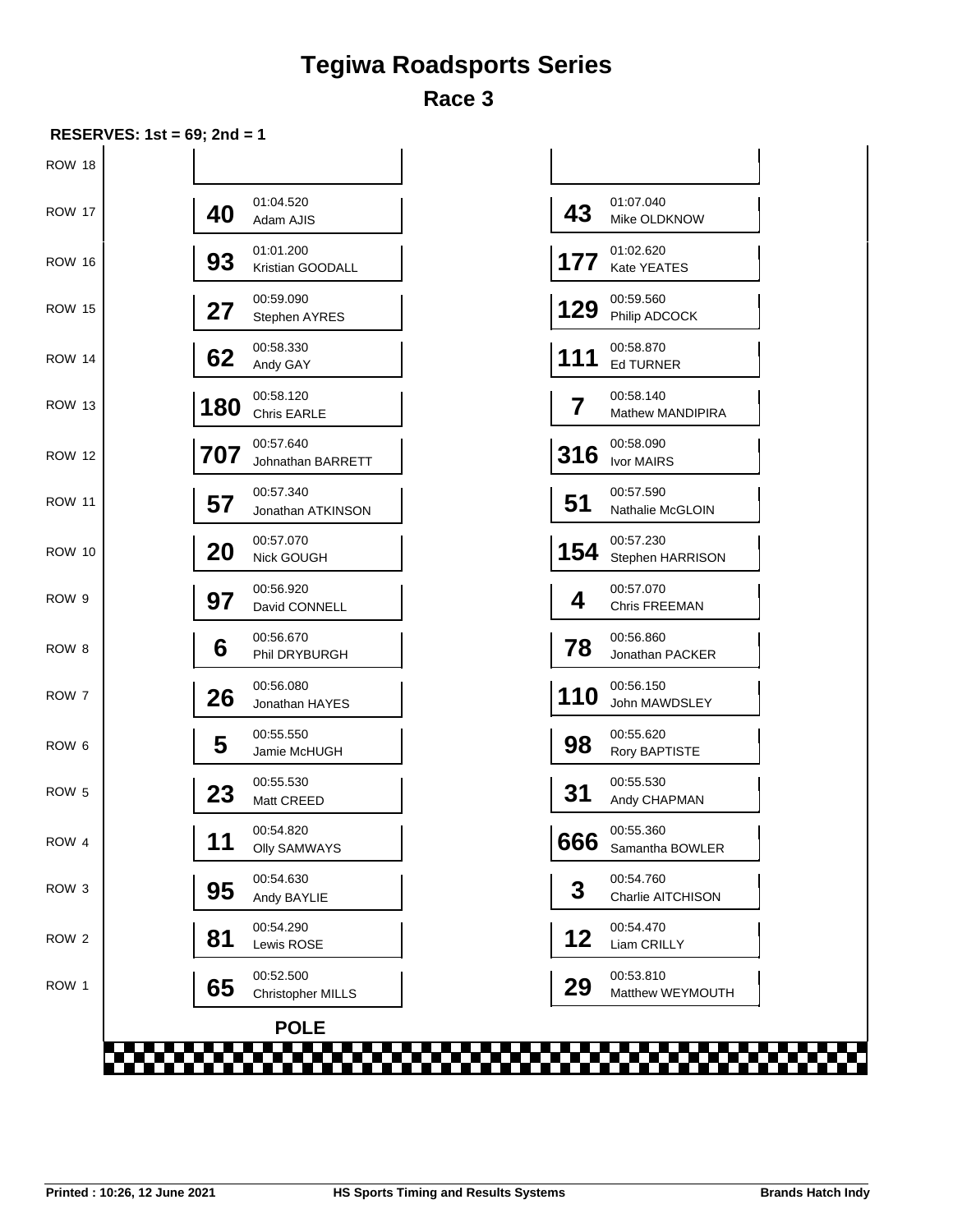# Tegiwa Roadsports Series

## Race 3

**RESERVES: 1st = 69; 2nd = 1**

| Row | No. | Time | Driver | No. | Time | Driver |
|---|---|---|---|---|---|---|
| ROW 18 | | | | | | |
| ROW 17 | 40 | 01:04.520 | Adam AJIS | 43 | 01:07.040 | Mike OLDKNOW |
| ROW 16 | 93 | 01:01.200 | Kristian GOODALL | 177 | 01:02.620 | Kate YEATES |
| ROW 15 | 27 | 00:59.090 | Stephen AYRES | 129 | 00:59.560 | Philip ADCOCK |
| ROW 14 | 62 | 00:58.330 | Andy GAY | 111 | 00:58.870 | Ed TURNER |
| ROW 13 | 180 | 00:58.120 | Chris EARLE | 7 | 00:58.140 | Mathew MANDIPIRA |
| ROW 12 | 707 | 00:57.640 | Johnathan BARRETT | 316 | 00:58.090 | Ivor MAIRS |
| ROW 11 | 57 | 00:57.340 | Jonathan ATKINSON | 51 | 00:57.590 | Nathalie McGLOIN |
| ROW 10 | 20 | 00:57.070 | Nick GOUGH | 154 | 00:57.230 | Stephen HARRISON |
| ROW 9 | 97 | 00:56.920 | David CONNELL | 4 | 00:57.070 | Chris FREEMAN |
| ROW 8 | 6 | 00:56.670 | Phil DRYBURGH | 78 | 00:56.860 | Jonathan PACKER |
| ROW 7 | 26 | 00:56.080 | Jonathan HAYES | 110 | 00:56.150 | John MAWDSLEY |
| ROW 6 | 5 | 00:55.550 | Jamie McHUGH | 98 | 00:55.620 | Rory BAPTISTE |
| ROW 5 | 23 | 00:55.530 | Matt CREED | 31 | 00:55.530 | Andy CHAPMAN |
| ROW 4 | 11 | 00:54.820 | Olly SAMWAYS | 666 | 00:55.360 | Samantha BOWLER |
| ROW 3 | 95 | 00:54.630 | Andy BAYLIE | 3 | 00:54.760 | Charlie AITCHISON |
| ROW 2 | 81 | 00:54.290 | Lewis ROSE | 12 | 00:54.470 | Liam CRILLY |
| ROW 1 | 65 | 00:52.500 | Christopher MILLS | 29 | 00:53.810 | Matthew WEYMOUTH |

**POLE**

Printed : 10:26, 12 June 2021 — HS Sports Timing and Results Systems — Brands Hatch Indy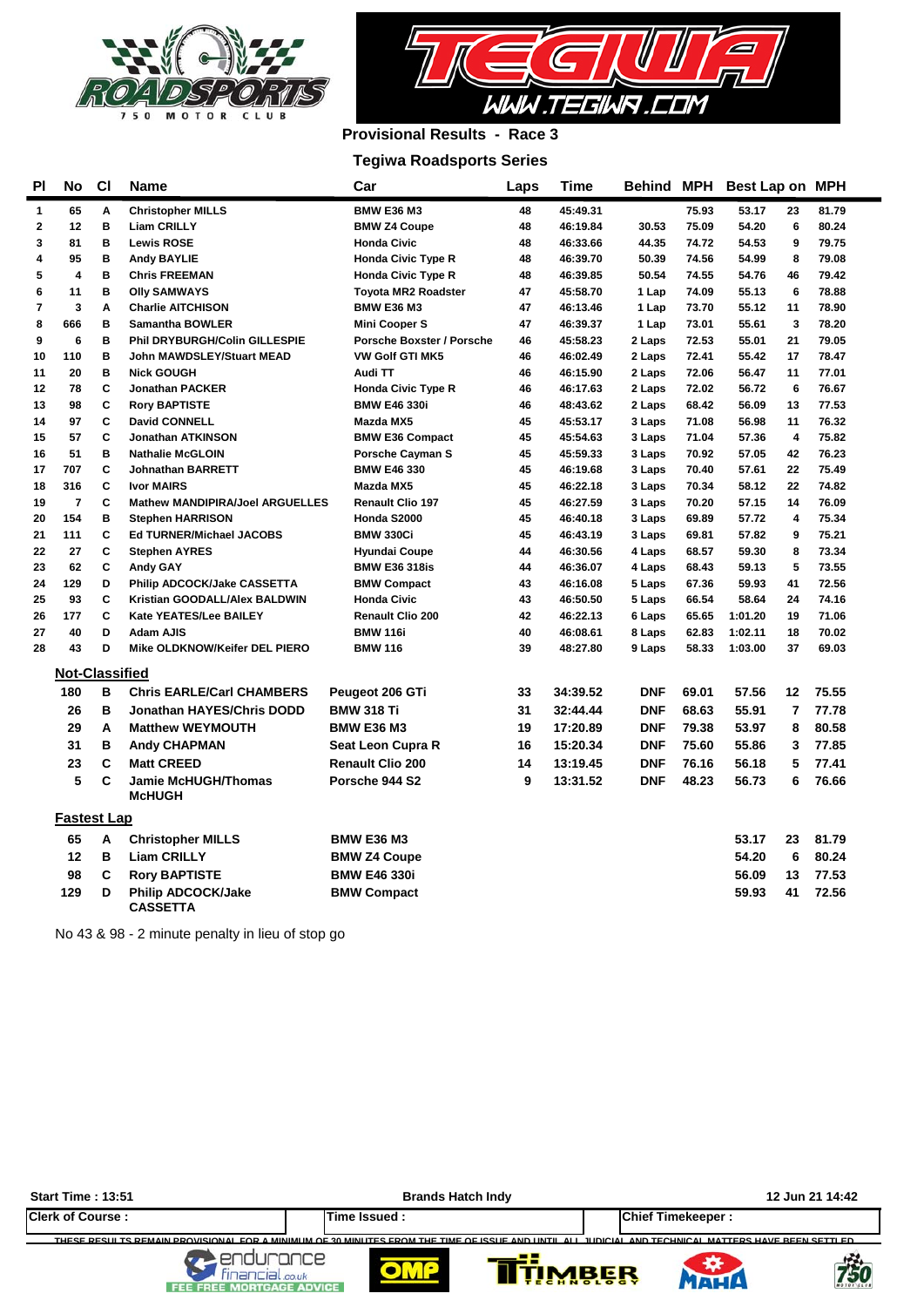**Provisional Results - Race 3**

**Tegiwa Roadsports Series**

| Pl | No | Cl | Name | Car | Laps | Time | Behind | MPH | Best Lap | on | MPH |
|---|---|---|---|---|---|---|---|---|---|---|---|
| 1 | 65 | A | Christopher MILLS | BMW E36 M3 | 48 | 45:49.31 | | 75.93 | 53.17 | 23 | 81.79 |
| 2 | 12 | B | Liam CRILLY | BMW Z4 Coupe | 48 | 46:19.84 | 30.53 | 75.09 | 54.20 | 6 | 80.24 |
| 3 | 81 | B | Lewis ROSE | Honda Civic | 48 | 46:33.66 | 44.35 | 74.72 | 54.53 | 9 | 79.75 |
| 4 | 95 | B | Andy BAYLIE | Honda Civic Type R | 48 | 46:39.70 | 50.39 | 74.56 | 54.99 | 8 | 79.08 |
| 5 | 4 | B | Chris FREEMAN | Honda Civic Type R | 48 | 46:39.85 | 50.54 | 74.55 | 54.76 | 46 | 79.42 |
| 6 | 11 | B | Olly SAMWAYS | Toyota MR2 Roadster | 47 | 45:58.70 | 1 Lap | 74.09 | 55.13 | 6 | 78.88 |
| 7 | 3 | A | Charlie AITCHISON | BMW E36 M3 | 47 | 46:13.46 | 1 Lap | 73.70 | 55.12 | 11 | 78.90 |
| 8 | 666 | B | Samantha BOWLER | Mini Cooper S | 47 | 46:39.37 | 1 Lap | 73.01 | 55.61 | 3 | 78.20 |
| 9 | 6 | B | Phil DRYBURGH/Colin GILLESPIE | Porsche Boxster / Porsche | 46 | 45:58.23 | 2 Laps | 72.53 | 55.01 | 21 | 79.05 |
| 10 | 110 | B | John MAWDSLEY/Stuart MEAD | VW Golf GTI MK5 | 46 | 46:02.49 | 2 Laps | 72.41 | 55.42 | 17 | 78.47 |
| 11 | 20 | B | Nick GOUGH | Audi TT | 46 | 46:15.90 | 2 Laps | 72.06 | 56.47 | 11 | 77.01 |
| 12 | 78 | C | Jonathan PACKER | Honda Civic Type R | 46 | 46:17.63 | 2 Laps | 72.02 | 56.72 | 6 | 76.67 |
| 13 | 98 | C | Rory BAPTISTE | BMW E46 330i | 46 | 48:43.62 | 2 Laps | 68.42 | 56.09 | 13 | 77.53 |
| 14 | 97 | C | David CONNELL | Mazda MX5 | 45 | 45:53.17 | 3 Laps | 71.08 | 56.98 | 11 | 76.32 |
| 15 | 57 | C | Jonathan ATKINSON | BMW E36 Compact | 45 | 45:54.63 | 3 Laps | 71.04 | 57.36 | 4 | 75.82 |
| 16 | 51 | B | Nathalie McGLOIN | Porsche Cayman S | 45 | 45:59.33 | 3 Laps | 70.92 | 57.05 | 42 | 76.23 |
| 17 | 707 | C | Johnathan BARRETT | BMW E46 330 | 45 | 46:19.68 | 3 Laps | 70.40 | 57.61 | 22 | 75.49 |
| 18 | 316 | C | Ivor MAIRS | Mazda MX5 | 45 | 46:22.18 | 3 Laps | 70.34 | 58.12 | 22 | 74.82 |
| 19 | 7 | C | Mathew MANDIPIRA/Joel ARGUELLES | Renault Clio 197 | 45 | 46:27.59 | 3 Laps | 70.20 | 57.15 | 14 | 76.09 |
| 20 | 154 | B | Stephen HARRISON | Honda S2000 | 45 | 46:40.18 | 3 Laps | 69.89 | 57.72 | 4 | 75.34 |
| 21 | 111 | C | Ed TURNER/Michael JACOBS | BMW 330Ci | 45 | 46:43.19 | 3 Laps | 69.81 | 57.82 | 9 | 75.21 |
| 22 | 27 | C | Stephen AYRES | Hyundai Coupe | 44 | 46:30.56 | 4 Laps | 68.57 | 59.30 | 8 | 73.34 |
| 23 | 62 | C | Andy GAY | BMW E36 318is | 44 | 46:36.07 | 4 Laps | 68.43 | 59.13 | 5 | 73.55 |
| 24 | 129 | D | Philip ADCOCK/Jake CASSETTA | BMW Compact | 43 | 46:16.08 | 5 Laps | 67.36 | 59.93 | 41 | 72.56 |
| 25 | 93 | C | Kristian GOODALL/Alex BALDWIN | Honda Civic | 43 | 46:50.50 | 5 Laps | 66.54 | 58.64 | 24 | 74.16 |
| 26 | 177 | C | Kate YEATES/Lee BAILEY | Renault Clio 200 | 42 | 46:22.13 | 6 Laps | 65.65 | 1:01.20 | 19 | 71.06 |
| 27 | 40 | D | Adam AJIS | BMW 116i | 40 | 46:08.61 | 8 Laps | 62.83 | 1:02.11 | 18 | 70.02 |
| 28 | 43 | D | Mike OLDKNOW/Keifer DEL PIERO | BMW 116 | 39 | 48:27.80 | 9 Laps | 58.33 | 1:03.00 | 37 | 69.03 |

**Not-Classified**

| No | Cl | Name | Car | Laps | Time | Behind | MPH | Best Lap | on | MPH |
|---|---|---|---|---|---|---|---|---|---|---|
| 180 | B | Chris EARLE/Carl CHAMBERS | Peugeot 206 GTi | 33 | 34:39.52 | DNF | 69.01 | 57.56 | 12 | 75.55 |
| 26 | B | Jonathan HAYES/Chris DODD | BMW 318 Ti | 31 | 32:44.44 | DNF | 68.63 | 55.91 | 7 | 77.78 |
| 29 | A | Matthew WEYMOUTH | BMW E36 M3 | 19 | 17:20.89 | DNF | 79.38 | 53.97 | 8 | 80.58 |
| 31 | B | Andy CHAPMAN | Seat Leon Cupra R | 16 | 15:20.34 | DNF | 75.60 | 55.86 | 3 | 77.85 |
| 23 | C | Matt CREED | Renault Clio 200 | 14 | 13:19.45 | DNF | 76.16 | 56.18 | 5 | 77.41 |
| 5 | C | Jamie McHUGH/Thomas McHUGH | Porsche 944 S2 | 9 | 13:31.52 | DNF | 48.23 | 56.73 | 6 | 76.66 |

**Fastest Lap**

| No | Cl | Name | Car | Best Lap | on | MPH |
|---|---|---|---|---|---|---|
| 65 | A | Christopher MILLS | BMW E36 M3 | 53.17 | 23 | 81.79 |
| 12 | B | Liam CRILLY | BMW Z4 Coupe | 54.20 | 6 | 80.24 |
| 98 | C | Rory BAPTISTE | BMW E46 330i | 56.09 | 13 | 77.53 |
| 129 | D | Philip ADCOCK/Jake CASSETTA | BMW Compact | 59.93 | 41 | 72.56 |

No 43 & 98 - 2 minute penalty in lieu of stop go

Start Time : 13:51 | Brands Hatch Indy | 12 Jun 21 14:42

| Clerk of Course : | Time Issued : | Chief Timekeeper : |
|---|---|---|

THESE RESULTS REMAIN PROVISIONAL FOR A MINIMUM OF 30 MINUTES FROM THE TIME OF ISSUE AND UNTIL ALL JUDICIAL AND TECHNICAL MATTERS HAVE BEEN SETTLED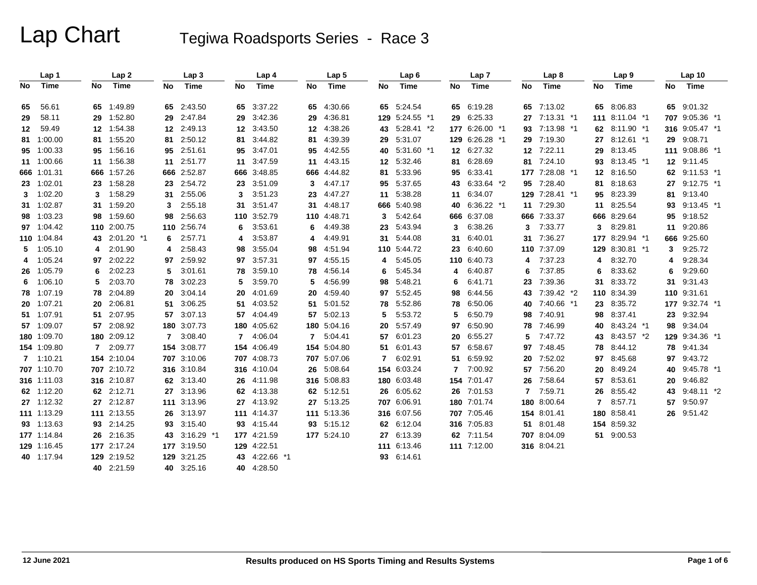# Lap Chart

## Tegiwa Roadsports Series - Race 3

| Lap 1 | | Lap 2 | | Lap 3 | | Lap 4 | | Lap 5 | | Lap 6 | | Lap 7 | | Lap 8 | | Lap 9 | | Lap 10 | |
|---|---|---|---|---|---|---|---|---|---|---|---|---|---|---|---|---|---|---|---|
| No | Time | No | Time | No | Time | No | Time | No | Time | No | Time | No | Time | No | Time | No | Time | No | Time |
| 65 | 56.61 | 65 | 1:49.89 | 65 | 2:43.50 | 65 | 3:37.22 | 65 | 4:30.66 | 65 | 5:24.54 | 65 | 6:19.28 | 65 | 7:13.02 | 65 | 8:06.83 | 65 | 9:01.32 |
| 29 | 58.11 | 29 | 1:52.80 | 29 | 2:47.84 | 29 | 3:42.36 | 29 | 4:36.81 | 129 | 5:24.55 *1 | 29 | 6:25.33 | 27 | 7:13.31 *1 | 111 | 8:11.04 *1 | 707 | 9:05.36 *1 |
| 12 | 59.49 | 12 | 1:54.38 | 12 | 2:49.13 | 12 | 3:43.50 | 12 | 4:38.26 | 43 | 5:28.41 *2 | 177 | 6:26.00 *1 | 93 | 7:13.98 *1 | 62 | 8:11.90 *1 | 316 | 9:05.47 *1 |
| 81 | 1:00.00 | 81 | 1:55.20 | 81 | 2:50.12 | 81 | 3:44.82 | 81 | 4:39.39 | 29 | 5:31.07 | 129 | 6:26.28 *1 | 29 | 7:19.30 | 27 | 8:12.61 *1 | 29 | 9:08.71 |
| 95 | 1:00.33 | 95 | 1:56.16 | 95 | 2:51.61 | 95 | 3:47.01 | 95 | 4:42.55 | 40 | 5:31.60 *1 | 12 | 6:27.32 | 12 | 7:22.11 | 29 | 8:13.45 | 111 | 9:08.86 *1 |
| 11 | 1:00.66 | 11 | 1:56.38 | 11 | 2:51.77 | 11 | 3:47.59 | 11 | 4:43.15 | 12 | 5:32.46 | 81 | 6:28.69 | 81 | 7:24.10 | 93 | 8:13.45 *1 | 12 | 9:11.45 |
| 666 | 1:01.31 | 666 | 1:57.26 | 666 | 2:52.87 | 666 | 3:48.85 | 666 | 4:44.82 | 81 | 5:33.96 | 95 | 6:33.41 | 177 | 7:28.08 *1 | 12 | 8:16.50 | 62 | 9:11.53 *1 |
| 23 | 1:02.01 | 23 | 1:58.28 | 23 | 2:54.72 | 23 | 3:51.09 | 3 | 4:47.17 | 95 | 5:37.65 | 43 | 6:33.64 *2 | 95 | 7:28.40 | 81 | 8:18.63 | 27 | 9:12.75 *1 |
| 3 | 1:02.20 | 3 | 1:58.29 | 31 | 2:55.06 | 3 | 3:51.23 | 23 | 4:47.27 | 11 | 5:38.28 | 11 | 6:34.07 | 129 | 7:28.41 *1 | 95 | 8:23.39 | 81 | 9:13.40 |
| 31 | 1:02.87 | 31 | 1:59.20 | 3 | 2:55.18 | 31 | 3:51.47 | 31 | 4:48.17 | 666 | 5:40.98 | 40 | 6:36.22 *1 | 11 | 7:29.30 | 11 | 8:25.54 | 93 | 9:13.45 *1 |
| 98 | 1:03.23 | 98 | 1:59.60 | 98 | 2:56.63 | 110 | 3:52.79 | 110 | 4:48.71 | 3 | 5:42.64 | 666 | 6:37.08 | 666 | 7:33.37 | 666 | 8:29.64 | 95 | 9:18.52 |
| 97 | 1:04.42 | 110 | 2:00.75 | 110 | 2:56.74 | 6 | 3:53.61 | 6 | 4:49.38 | 23 | 5:43.94 | 3 | 6:38.26 | 3 | 7:33.77 | 3 | 8:29.81 | 11 | 9:20.86 |
| 110 | 1:04.84 | 43 | 2:01.20 *1 | 6 | 2:57.71 | 4 | 3:53.87 | 4 | 4:49.91 | 31 | 5:44.08 | 31 | 6:40.01 | 31 | 7:36.27 | 177 | 8:29.94 *1 | 666 | 9:25.60 |
| 5 | 1:05.10 | 4 | 2:01.90 | 4 | 2:58.43 | 98 | 3:55.04 | 98 | 4:51.94 | 110 | 5:44.72 | 23 | 6:40.60 | 110 | 7:37.09 | 129 | 8:30.81 *1 | 3 | 9:25.72 |
| 4 | 1:05.24 | 97 | 2:02.22 | 97 | 2:59.92 | 97 | 3:57.31 | 97 | 4:55.15 | 4 | 5:45.05 | 110 | 6:40.73 | 4 | 7:37.23 | 4 | 8:32.70 | 4 | 9:28.34 |
| 26 | 1:05.79 | 6 | 2:02.23 | 5 | 3:01.61 | 78 | 3:59.10 | 78 | 4:56.14 | 6 | 5:45.34 | 4 | 6:40.87 | 6 | 7:37.85 | 6 | 8:33.62 | 6 | 9:29.60 |
| 6 | 1:06.10 | 5 | 2:03.70 | 78 | 3:02.23 | 5 | 3:59.70 | 5 | 4:56.99 | 98 | 5:48.21 | 6 | 6:41.71 | 23 | 7:39.36 | 31 | 8:33.72 | 31 | 9:31.43 |
| 78 | 1:07.19 | 78 | 2:04.89 | 20 | 3:04.14 | 20 | 4:01.69 | 20 | 4:59.40 | 97 | 5:52.45 | 98 | 6:44.56 | 43 | 7:39.42 *2 | 110 | 8:34.39 | 110 | 9:31.61 |
| 20 | 1:07.21 | 20 | 2:06.81 | 51 | 3:06.25 | 51 | 4:03.52 | 51 | 5:01.52 | 78 | 5:52.86 | 78 | 6:50.06 | 40 | 7:40.66 *1 | 23 | 8:35.72 | 177 | 9:32.74 *1 |
| 51 | 1:07.91 | 51 | 2:07.95 | 57 | 3:07.13 | 57 | 4:04.49 | 57 | 5:02.13 | 5 | 5:53.72 | 5 | 6:50.79 | 98 | 7:40.91 | 98 | 8:37.41 | 23 | 9:32.94 |
| 57 | 1:09.07 | 57 | 2:08.92 | 180 | 3:07.73 | 180 | 4:05.62 | 180 | 5:04.16 | 20 | 5:57.49 | 97 | 6:50.90 | 78 | 7:46.99 | 40 | 8:43.24 *1 | 98 | 9:34.04 |
| 180 | 1:09.70 | 180 | 2:09.12 | 7 | 3:08.40 | 7 | 4:06.04 | 7 | 5:04.41 | 57 | 6:01.23 | 20 | 6:55.27 | 5 | 7:47.72 | 43 | 8:43.57 *2 | 129 | 9:34.36 *1 |
| 154 | 1:09.80 | 7 | 2:09.77 | 154 | 3:08.77 | 154 | 4:06.49 | 154 | 5:04.80 | 51 | 6:01.43 | 57 | 6:58.67 | 97 | 7:48.45 | 78 | 8:44.12 | 78 | 9:41.34 |
| 7 | 1:10.21 | 154 | 2:10.04 | 707 | 3:10.06 | 707 | 4:08.73 | 707 | 5:07.06 | 7 | 6:02.91 | 51 | 6:59.92 | 20 | 7:52.02 | 97 | 8:45.68 | 97 | 9:43.72 |
| 707 | 1:10.70 | 707 | 2:10.72 | 316 | 3:10.84 | 316 | 4:10.04 | 26 | 5:08.64 | 154 | 6:03.24 | 7 | 7:00.92 | 57 | 7:56.20 | 20 | 8:49.24 | 40 | 9:45.78 *1 |
| 316 | 1:11.03 | 316 | 2:10.87 | 62 | 3:13.40 | 26 | 4:11.98 | 316 | 5:08.83 | 180 | 6:03.48 | 154 | 7:01.47 | 26 | 7:58.64 | 57 | 8:53.61 | 20 | 9:46.82 |
| 62 | 1:12.20 | 62 | 2:12.71 | 27 | 3:13.96 | 62 | 4:13.38 | 62 | 5:12.51 | 26 | 6:05.62 | 26 | 7:01.53 | 7 | 7:59.71 | 26 | 8:55.42 | 43 | 9:48.11 *2 |
| 27 | 1:12.32 | 27 | 2:12.87 | 111 | 3:13.96 | 27 | 4:13.92 | 27 | 5:13.25 | 707 | 6:06.91 | 180 | 7:01.74 | 180 | 8:00.64 | 7 | 8:57.71 | 57 | 9:50.97 |
| 111 | 1:13.29 | 111 | 2:13.55 | 26 | 3:13.97 | 111 | 4:14.37 | 111 | 5:13.36 | 316 | 6:07.56 | 707 | 7:05.46 | 154 | 8:01.41 | 180 | 8:58.41 | 26 | 9:51.42 |
| 93 | 1:13.63 | 93 | 2:14.25 | 93 | 3:15.40 | 93 | 4:15.44 | 93 | 5:15.12 | 62 | 6:12.04 | 316 | 7:05.83 | 51 | 8:01.48 | 154 | 8:59.32 | | |
| 177 | 1:14.84 | 26 | 2:16.35 | 43 | 3:16.29 *1 | 177 | 4:21.59 | 177 | 5:24.10 | 27 | 6:13.39 | 62 | 7:11.54 | 707 | 8:04.09 | 51 | 9:00.53 | | |
| 129 | 1:16.45 | 177 | 2:17.24 | 177 | 3:19.50 | 129 | 4:22.51 | | | 111 | 6:13.46 | 111 | 7:12.00 | 316 | 8:04.21 | | | | |
| 40 | 1:17.94 | 129 | 2:19.52 | 129 | 3:21.25 | 43 | 4:22.66 *1 | | | 93 | 6:14.61 | | | | | | | | |
| | | 40 | 2:21.59 | 40 | 3:25.16 | 40 | 4:28.50 | | | | | | | | | | | | |

12 June 2021

Results produced on HS Sports Timing and Results Systems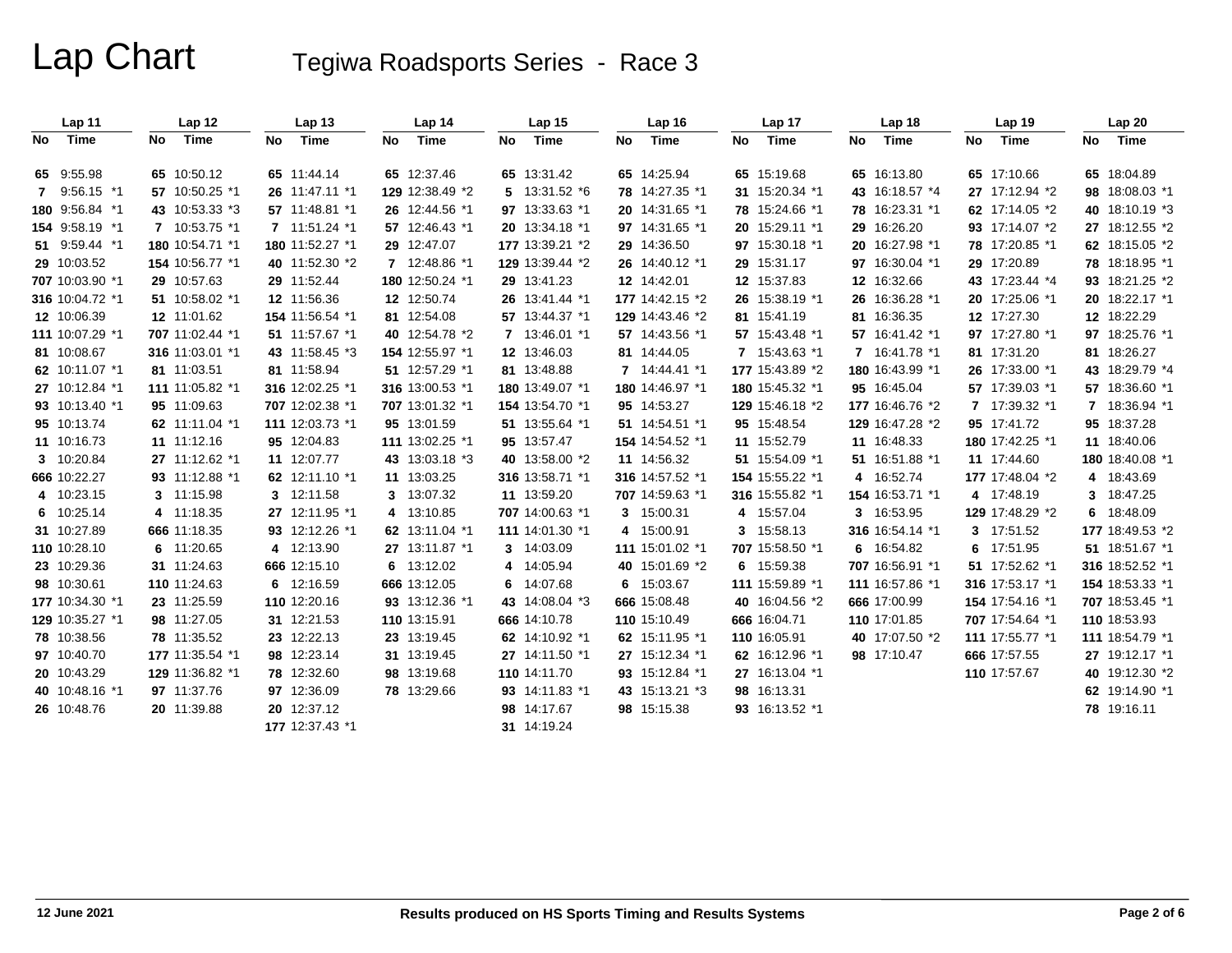# Lap Chart

## Tegiwa Roadsports Series - Race 3

| Lap 11 | | Lap 12 | | Lap 13 | | Lap 14 | | Lap 15 | | Lap 16 | | Lap 17 | | Lap 18 | | Lap 19 | | Lap 20 | |
|---|---|---|---|---|---|---|---|---|---|---|---|---|---|---|---|---|---|---|---|
| No | Time | No | Time | No | Time | No | Time | No | Time | No | Time | No | Time | No | Time | No | Time | No | Time |
| 65 | 9:55.98 | 65 | 10:50.12 | 65 | 11:44.14 | 65 | 12:37.46 | 65 | 13:31.42 | 65 | 14:25.94 | 65 | 15:19.68 | 65 | 16:13.80 | 65 | 17:10.66 | 65 | 18:04.89 |
| 7 | 9:56.15 *1 | 57 | 10:50.25 *1 | 26 | 11:47.11 *1 | 129 | 12:38.49 *2 | 5 | 13:31.52 *6 | 78 | 14:27.35 *1 | 31 | 15:20.34 *1 | 43 | 16:18.57 *4 | 27 | 17:12.94 *2 | 98 | 18:08.03 *1 |
| 180 | 9:56.84 *1 | 43 | 10:53.33 *3 | 57 | 11:48.81 *1 | 26 | 12:44.56 *1 | 97 | 13:33.63 *1 | 20 | 14:31.65 *1 | 78 | 15:24.66 *1 | 78 | 16:23.31 *1 | 62 | 17:14.05 *2 | 40 | 18:10.19 *3 |
| 154 | 9:58.19 *1 | 7 | 10:53.75 *1 | 7 | 11:51.24 *1 | 57 | 12:46.43 *1 | 20 | 13:34.18 *1 | 97 | 14:31.65 *1 | 20 | 15:29.11 *1 | 29 | 16:26.20 | 93 | 17:14.07 *2 | 27 | 18:12.55 *2 |
| 51 | 9:59.44 *1 | 180 | 10:54.71 *1 | 180 | 11:52.27 *1 | 29 | 12:47.07 | 177 | 13:39.21 *2 | 29 | 14:36.50 | 97 | 15:30.18 *1 | 20 | 16:27.98 *1 | 78 | 17:20.85 *1 | 62 | 18:15.05 *2 |
| 29 | 10:03.52 | 154 | 10:56.77 *1 | 40 | 11:52.30 *2 | 7 | 12:48.86 *1 | 129 | 13:39.44 *2 | 26 | 14:40.12 *1 | 29 | 15:31.17 | 97 | 16:30.04 *1 | 29 | 17:20.89 | 78 | 18:18.95 *1 |
| 707 | 10:03.90 *1 | 29 | 10:57.63 | 29 | 11:52.44 | 180 | 12:50.24 *1 | 29 | 13:41.23 | 12 | 14:42.01 | 12 | 15:37.83 | 12 | 16:32.66 | 43 | 17:23.44 *4 | 93 | 18:21.25 *2 |
| 316 | 10:04.72 *1 | 51 | 10:58.02 *1 | 12 | 11:56.36 | 12 | 12:50.74 | 26 | 13:41.44 *1 | 177 | 14:42.15 *2 | 26 | 15:38.19 *1 | 26 | 16:36.28 *1 | 20 | 17:25.06 *1 | 20 | 18:22.17 *1 |
| 12 | 10:06.39 | 12 | 11:01.62 | 154 | 11:56.54 *1 | 81 | 12:54.08 | 57 | 13:44.37 *1 | 129 | 14:43.46 *2 | 81 | 15:41.19 | 81 | 16:36.35 | 12 | 17:27.30 | 12 | 18:22.29 |
| 111 | 10:07.29 *1 | 707 | 11:02.44 *1 | 51 | 11:57.67 *1 | 40 | 12:54.78 *2 | 7 | 13:46.01 *1 | 57 | 14:43.56 *1 | 57 | 15:43.48 *1 | 57 | 16:41.42 *1 | 97 | 17:27.80 *1 | 97 | 18:25.76 *1 |
| 81 | 10:08.67 | 316 | 11:03.01 *1 | 43 | 11:58.45 *3 | 154 | 12:55.97 *1 | 12 | 13:46.03 | 81 | 14:44.05 | 7 | 15:43.63 *1 | 7 | 16:41.78 *1 | 81 | 17:31.20 | 81 | 18:26.27 |
| 62 | 10:11.07 *1 | 81 | 11:03.51 | 81 | 11:58.94 | 51 | 12:57.29 *1 | 81 | 13:48.88 | 7 | 14:44.41 *1 | 177 | 15:43.89 *2 | 180 | 16:43.99 *1 | 26 | 17:33.00 *1 | 43 | 18:29.79 *4 |
| 27 | 10:12.84 *1 | 111 | 11:05.82 *1 | 316 | 12:02.25 *1 | 316 | 13:00.53 *1 | 180 | 13:49.07 *1 | 180 | 14:46.97 *1 | 180 | 15:45.32 *1 | 95 | 16:45.04 | 57 | 17:39.03 *1 | 57 | 18:36.60 *1 |
| 93 | 10:13.40 *1 | 95 | 11:09.63 | 707 | 12:02.38 *1 | 707 | 13:01.32 *1 | 154 | 13:54.70 *1 | 95 | 14:53.27 | 129 | 15:46.18 *2 | 177 | 16:46.76 *2 | 7 | 17:39.32 *1 | 7 | 18:36.94 *1 |
| 95 | 10:13.74 | 62 | 11:11.04 *1 | 111 | 12:03.73 *1 | 95 | 13:01.59 | 51 | 13:55.64 *1 | 51 | 14:54.51 *1 | 95 | 15:48.54 | 129 | 16:47.28 *2 | 95 | 17:41.72 | 95 | 18:37.28 |
| 11 | 10:16.73 | 11 | 11:12.16 | 95 | 12:04.83 | 111 | 13:02.25 *1 | 95 | 13:57.47 | 154 | 14:54.52 *1 | 11 | 15:52.79 | 11 | 16:48.33 | 180 | 17:42.25 *1 | 11 | 18:40.06 |
| 3 | 10:20.84 | 27 | 11:12.62 *1 | 11 | 12:07.77 | 43 | 13:03.18 *3 | 40 | 13:58.00 *2 | 11 | 14:56.32 | 51 | 15:54.09 *1 | 51 | 16:51.88 *1 | 11 | 17:44.60 | 180 | 18:40.08 *1 |
| 666 | 10:22.27 | 93 | 11:12.88 *1 | 62 | 12:11.10 *1 | 11 | 13:03.25 | 316 | 13:58.71 *1 | 316 | 14:57.52 *1 | 154 | 15:55.22 *1 | 4 | 16:52.74 | 177 | 17:48.04 *2 | 4 | 18:43.69 |
| 4 | 10:23.15 | 3 | 11:15.98 | 3 | 12:11.58 | 3 | 13:07.32 | 11 | 13:59.20 | 707 | 14:59.63 *1 | 316 | 15:55.82 *1 | 154 | 16:53.71 *1 | 4 | 17:48.19 | 3 | 18:47.25 |
| 6 | 10:25.14 | 4 | 11:18.35 | 27 | 12:11.95 *1 | 4 | 13:10.85 | 707 | 14:00.63 *1 | 3 | 15:00.31 | 4 | 15:57.04 | 3 | 16:53.95 | 129 | 17:48.29 *2 | 6 | 18:48.09 |
| 31 | 10:27.89 | 666 | 11:18.35 | 93 | 12:12.26 *1 | 62 | 13:11.04 *1 | 111 | 14:01.30 *1 | 4 | 15:00.91 | 3 | 15:58.13 | 316 | 16:54.14 *1 | 3 | 17:51.52 | 177 | 18:49.53 *2 |
| 110 | 10:28.10 | 6 | 11:20.65 | 4 | 12:13.90 | 27 | 13:11.87 *1 | 3 | 14:03.09 | 111 | 15:01.02 *1 | 707 | 15:58.50 *1 | 6 | 16:54.82 | 6 | 17:51.95 | 51 | 18:51.67 *1 |
| 23 | 10:29.36 | 31 | 11:24.63 | 666 | 12:15.10 | 6 | 13:12.02 | 4 | 14:05.94 | 40 | 15:01.69 *2 | 6 | 15:59.38 | 707 | 16:56.91 *1 | 51 | 17:52.62 *1 | 316 | 18:52.52 *1 |
| 98 | 10:30.61 | 110 | 11:24.63 | 6 | 12:16.59 | 666 | 13:12.05 | 6 | 14:07.68 | 6 | 15:03.67 | 111 | 15:59.89 *1 | 111 | 16:57.86 *1 | 316 | 17:53.17 *1 | 154 | 18:53.33 *1 |
| 177 | 10:34.30 *1 | 23 | 11:25.59 | 110 | 12:20.16 | 93 | 13:12.36 *1 | 43 | 14:08.04 *3 | 666 | 15:08.48 | 40 | 16:04.56 *2 | 666 | 17:00.99 | 154 | 17:54.16 *1 | 707 | 18:53.45 *1 |
| 129 | 10:35.27 *1 | 98 | 11:27.05 | 31 | 12:21.53 | 110 | 13:15.91 | 666 | 14:10.78 | 110 | 15:10.49 | 666 | 16:04.71 | 110 | 17:01.85 | 707 | 17:54.64 *1 | 110 | 18:53.93 |
| 78 | 10:38.56 | 78 | 11:35.52 | 23 | 12:22.13 | 23 | 13:19.45 | 62 | 14:10.92 *1 | 62 | 15:11.95 *1 | 110 | 16:05.91 | 40 | 17:07.50 *2 | 111 | 17:55.77 *1 | 111 | 18:54.79 *1 |
| 97 | 10:40.70 | 177 | 11:35.54 *1 | 98 | 12:23.14 | 31 | 13:19.45 | 27 | 14:11.50 *1 | 27 | 15:12.34 *1 | 62 | 16:12.96 *1 | 98 | 17:10.47 | 666 | 17:57.55 | 27 | 19:12.17 *1 |
| 20 | 10:43.29 | 129 | 11:36.82 *1 | 78 | 12:32.60 | 98 | 13:19.68 | 110 | 14:11.70 | 93 | 15:12.84 *1 | 27 | 16:13.04 *1 | | | 110 | 17:57.67 | 40 | 19:12.30 *2 |
| 40 | 10:48.16 *1 | 97 | 11:37.76 | 97 | 12:36.09 | 78 | 13:29.66 | 93 | 14:11.83 *1 | 43 | 15:13.21 *3 | 98 | 16:13.31 | | | | | 62 | 19:14.90 *1 |
| 26 | 10:48.76 | 20 | 11:39.88 | 20 | 12:37.12 | | | 98 | 14:17.67 | 98 | 15:15.38 | 93 | 16:13.52 *1 | | | | | 78 | 19:16.11 |
| | | | | 177 | 12:37.43 *1 | | | 31 | 14:19.24 | | | | | | | | | | |

12 June 2021

Results produced on HS Sports Timing and Results Systems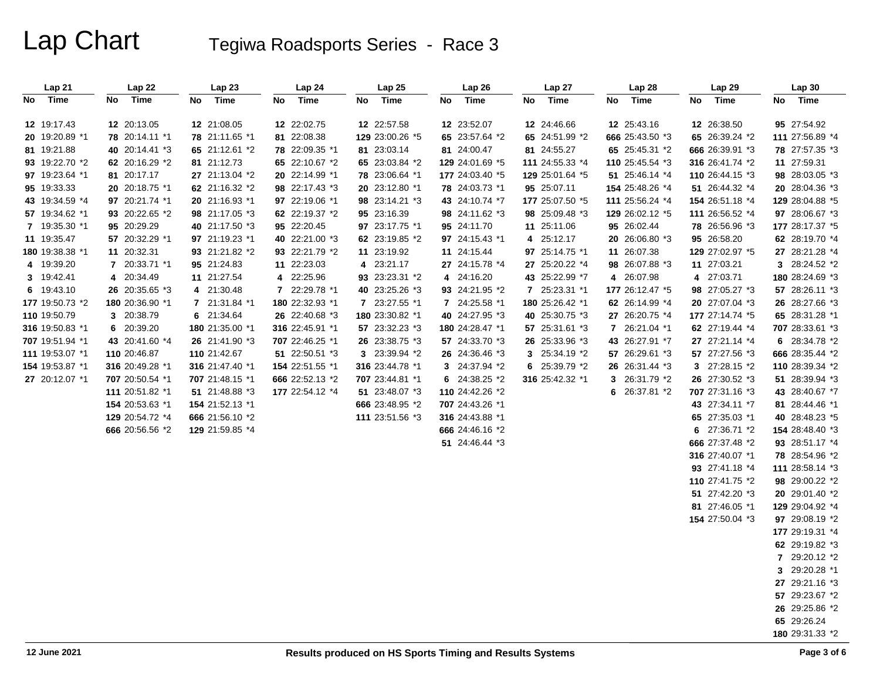# Lap Chart

## Tegiwa Roadsports Series - Race 3

| Lap 21 | | Lap 22 | | Lap 23 | | Lap 24 | | Lap 25 | | Lap 26 | | Lap 27 | | Lap 28 | | Lap 29 | | Lap 30 | |
|---|---|---|---|---|---|---|---|---|---|---|---|---|---|---|---|---|---|---|---|
| No | Time | No | Time | No | Time | No | Time | No | Time | No | Time | No | Time | No | Time | No | Time | No | Time |
| 12 | 19:17.43 | 12 | 20:13.05 | 12 | 21:08.05 | 12 | 22:02.75 | 12 | 22:57.58 | 12 | 23:52.07 | 12 | 24:46.66 | 12 | 25:43.16 | 12 | 26:38.50 | 95 | 27:54.92 |
| 20 | 19:20.89 *1 | 78 | 20:14.11 *1 | 78 | 21:11.65 *1 | 81 | 22:08.38 | 129 | 23:00.26 *5 | 65 | 23:57.64 *2 | 65 | 24:51.99 *2 | 666 | 25:43.50 *3 | 65 | 26:39.24 *2 | 111 | 27:56.89 *4 |
| 81 | 19:21.88 | 40 | 20:14.41 *3 | 65 | 21:12.61 *2 | 78 | 22:09.35 *1 | 81 | 23:03.14 | 81 | 24:00.47 | 81 | 24:55.27 | 65 | 25:45.31 *2 | 666 | 26:39.91 *3 | 78 | 27:57.35 *3 |
| 93 | 19:22.70 *2 | 62 | 20:16.29 *2 | 81 | 21:12.73 | 65 | 22:10.67 *2 | 65 | 23:03.84 *2 | 129 | 24:01.69 *5 | 111 | 24:55.33 *4 | 110 | 25:45.54 *3 | 316 | 26:41.74 *2 | 11 | 27:59.31 |
| 97 | 19:23.64 *1 | 81 | 20:17.17 | 27 | 21:13.04 *2 | 20 | 22:14.99 *1 | 78 | 23:06.64 *1 | 177 | 24:03.40 *5 | 129 | 25:01.64 *5 | 51 | 25:46.14 *4 | 110 | 26:44.15 *3 | 98 | 28:03.05 *3 |
| 95 | 19:33.33 | 20 | 20:18.75 *1 | 62 | 21:16.32 *2 | 98 | 22:17.43 *3 | 20 | 23:12.80 *1 | 78 | 24:03.73 *1 | 95 | 25:07.11 | 154 | 25:48.26 *4 | 51 | 26:44.32 *4 | 20 | 28:04.36 *3 |
| 43 | 19:34.59 *4 | 97 | 20:21.74 *1 | 20 | 21:16.93 *1 | 97 | 22:19.06 *1 | 98 | 23:14.21 *3 | 43 | 24:10.74 *7 | 177 | 25:07.50 *5 | 111 | 25:56.24 *4 | 154 | 26:51.18 *4 | 129 | 28:04.88 *5 |
| 57 | 19:34.62 *1 | 93 | 20:22.65 *2 | 98 | 21:17.05 *3 | 62 | 22:19.37 *2 | 95 | 23:16.39 | 98 | 24:11.62 *3 | 98 | 25:09.48 *3 | 129 | 26:02.12 *5 | 111 | 26:56.52 *4 | 97 | 28:06.67 *3 |
| 7 | 19:35.30 *1 | 95 | 20:29.29 | 40 | 21:17.50 *3 | 95 | 22:20.45 | 97 | 23:17.75 *1 | 95 | 24:11.70 | 11 | 25:11.06 | 95 | 26:02.44 | 78 | 26:56.96 *3 | 177 | 28:17.37 *5 |
| 11 | 19:35.47 | 57 | 20:32.29 *1 | 97 | 21:19.23 *1 | 40 | 22:21.00 *3 | 62 | 23:19.85 *2 | 97 | 24:15.43 *1 | 4 | 25:12.17 | 20 | 26:06.80 *3 | 95 | 26:58.20 | 62 | 28:19.70 *4 |
| 180 | 19:38.38 *1 | 11 | 20:32.31 | 93 | 21:21.82 *2 | 93 | 22:21.79 *2 | 11 | 23:19.92 | 11 | 24:15.44 | 97 | 25:14.75 *1 | 11 | 26:07.38 | 129 | 27:02.97 *5 | 27 | 28:21.28 *4 |
| 4 | 19:39.20 | 7 | 20:33.71 *1 | 95 | 21:24.83 | 11 | 22:23.03 | 4 | 23:21.17 | 27 | 24:15.78 *4 | 27 | 25:20.22 *4 | 98 | 26:07.88 *3 | 11 | 27:03.21 | 3 | 28:24.52 *2 |
| 3 | 19:42.41 | 4 | 20:34.49 | 11 | 21:27.54 | 4 | 22:25.96 | 93 | 23:23.31 *2 | 4 | 24:16.20 | 43 | 25:22.99 *7 | 4 | 26:07.98 | 4 | 27:03.71 | 180 | 28:24.69 *3 |
| 6 | 19:43.10 | 26 | 20:35.65 *3 | 4 | 21:30.48 | 7 | 22:29.78 *1 | 40 | 23:25.26 *3 | 93 | 24:21.95 *2 | 7 | 25:23.31 *1 | 177 | 26:12.47 *5 | 98 | 27:05.27 *3 | 57 | 28:26.11 *3 |
| 177 | 19:50.73 *2 | 180 | 20:36.90 *1 | 7 | 21:31.84 *1 | 180 | 22:32.93 *1 | 7 | 23:27.55 *1 | 7 | 24:25.58 *1 | 180 | 25:26.42 *1 | 62 | 26:14.99 *4 | 20 | 27:07.04 *3 | 26 | 28:27.66 *3 |
| 110 | 19:50.79 | 3 | 20:38.79 | 6 | 21:34.64 | 26 | 22:40.68 *3 | 180 | 23:30.82 *1 | 40 | 24:27.95 *3 | 40 | 25:30.75 *3 | 27 | 26:20.75 *4 | 177 | 27:14.74 *5 | 65 | 28:31.28 *1 |
| 316 | 19:50.83 *1 | 6 | 20:39.20 | 180 | 21:35.00 *1 | 316 | 22:45.91 *1 | 57 | 23:32.23 *3 | 180 | 24:28.47 *1 | 57 | 25:31.61 *3 | 7 | 26:21.04 *1 | 62 | 27:19.44 *4 | 707 | 28:33.61 *3 |
| 707 | 19:51.94 *1 | 43 | 20:41.60 *4 | 26 | 21:41.90 *3 | 707 | 22:46.25 *1 | 26 | 23:38.75 *3 | 57 | 24:33.70 *3 | 26 | 25:33.96 *3 | 43 | 26:27.91 *7 | 27 | 27:21.14 *4 | 6 | 28:34.78 *2 |
| 111 | 19:53.07 *1 | 110 | 20:46.87 | 110 | 21:42.67 | 51 | 22:50.51 *3 | 3 | 23:39.94 *2 | 26 | 24:36.46 *3 | 3 | 25:34.19 *2 | 57 | 26:29.61 *3 | 57 | 27:27.56 *3 | 666 | 28:35.44 *2 |
| 154 | 19:53.87 *1 | 316 | 20:49.28 *1 | 316 | 21:47.40 *1 | 154 | 22:51.55 *1 | 316 | 23:44.78 *1 | 3 | 24:37.94 *2 | 6 | 25:39.79 *2 | 26 | 26:31.44 *3 | 3 | 27:28.15 *2 | 110 | 28:39.34 *2 |
| 27 | 20:12.07 *1 | 707 | 20:50.54 *1 | 707 | 21:48.15 *1 | 666 | 22:52.13 *2 | 707 | 23:44.81 *1 | 6 | 24:38.25 *2 | 316 | 25:42.32 *1 | 3 | 26:31.79 *2 | 26 | 27:30.52 *3 | 51 | 28:39.94 *3 |
| | | 111 | 20:51.82 *1 | 51 | 21:48.88 *3 | 177 | 22:54.12 *4 | 51 | 23:48.07 *3 | 110 | 24:42.26 *2 | | | 6 | 26:37.81 *2 | 707 | 27:31.16 *3 | 43 | 28:40.67 *7 |
| | | 154 | 20:53.63 *1 | 154 | 21:52.13 *1 | | | 666 | 23:48.95 *2 | 707 | 24:43.26 *1 | | | | | 43 | 27:34.11 *7 | 81 | 28:44.46 *1 |
| | | 129 | 20:54.72 *4 | 666 | 21:56.10 *2 | | | 111 | 23:51.56 *3 | 316 | 24:43.88 *1 | | | | | 65 | 27:35.03 *1 | 40 | 28:48.23 *5 |
| | | 666 | 20:56.56 *2 | 129 | 21:59.85 *4 | | | | | 666 | 24:46.16 *2 | | | | | 6 | 27:36.71 *2 | 154 | 28:48.40 *3 |
| | | | | | | | | | | 51 | 24:46.44 *3 | | | | | 666 | 27:37.48 *2 | 93 | 28:51.17 *4 |
| | | | | | | | | | | | | | | | | 316 | 27:40.07 *1 | 78 | 28:54.96 *2 |
| | | | | | | | | | | | | | | | | 93 | 27:41.18 *4 | 111 | 28:58.14 *3 |
| | | | | | | | | | | | | | | | | 110 | 27:41.75 *2 | 98 | 29:00.22 *2 |
| | | | | | | | | | | | | | | | | 51 | 27:42.20 *3 | 20 | 29:01.40 *2 |
| | | | | | | | | | | | | | | | | 81 | 27:46.05 *1 | 129 | 29:04.92 *4 |
| | | | | | | | | | | | | | | | | 154 | 27:50.04 *3 | 97 | 29:08.19 *2 |
| | | | | | | | | | | | | | | | | | | 177 | 29:19.31 *4 |
| | | | | | | | | | | | | | | | | | | 62 | 29:19.82 *3 |
| | | | | | | | | | | | | | | | | | | 7 | 29:20.12 *2 |
| | | | | | | | | | | | | | | | | | | 3 | 29:20.28 *1 |
| | | | | | | | | | | | | | | | | | | 27 | 29:21.16 *3 |
| | | | | | | | | | | | | | | | | | | 57 | 29:23.67 *2 |
| | | | | | | | | | | | | | | | | | | 26 | 29:25.86 *2 |
| | | | | | | | | | | | | | | | | | | 65 | 29:26.24 |
| | | | | | | | | | | | | | | | | | | 180 | 29:31.33 *2 |

12 June 2021

Results produced on HS Sports Timing and Results Systems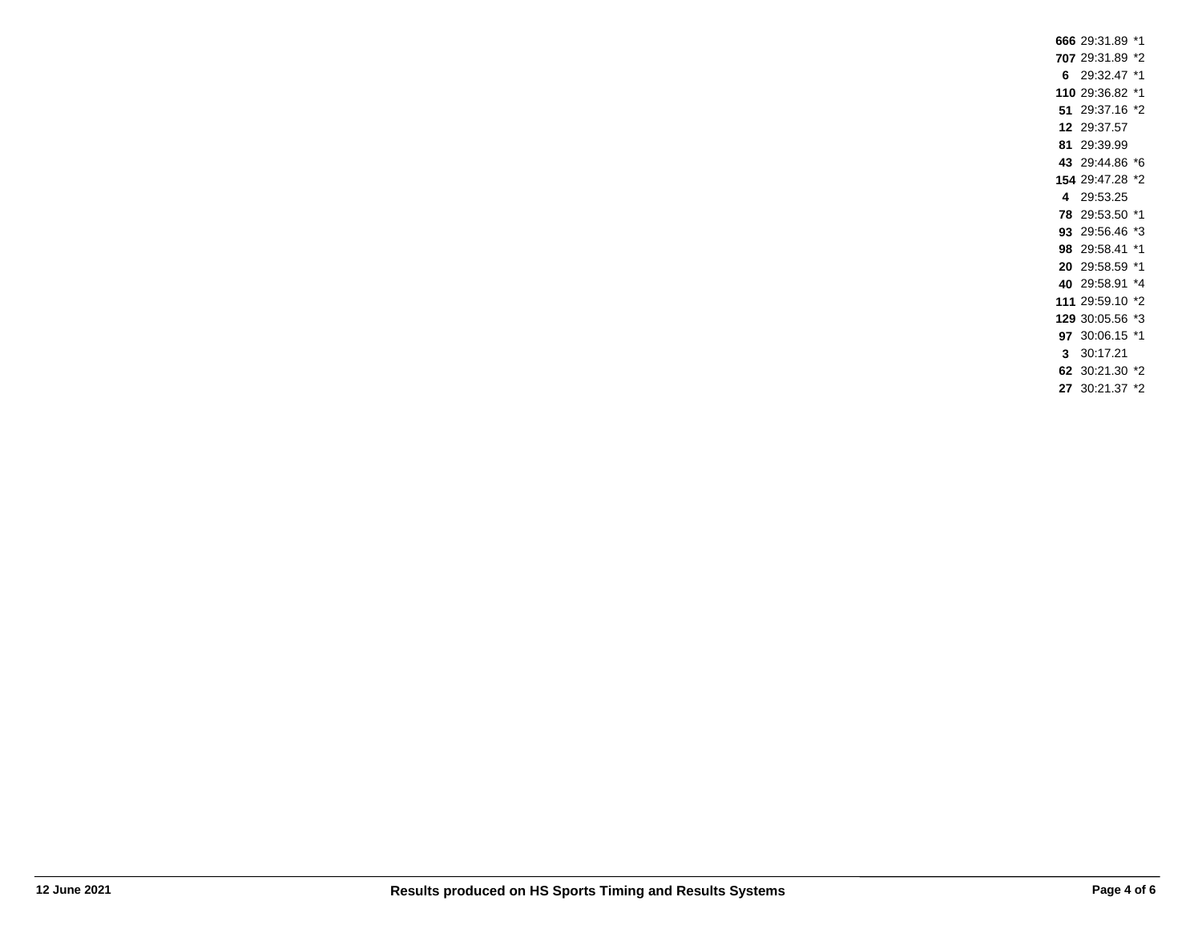| | | |
|---|---|---|
| **666** | 29:31.89 | *1 |
| **707** | 29:31.89 | *2 |
| **6** | 29:32.47 | *1 |
| **110** | 29:36.82 | *1 |
| **51** | 29:37.16 | *2 |
| **12** | 29:37.57 | |
| **81** | 29:39.99 | |
| **43** | 29:44.86 | *6 |
| **154** | 29:47.28 | *2 |
| **4** | 29:53.25 | |
| **78** | 29:53.50 | *1 |
| **93** | 29:56.46 | *3 |
| **98** | 29:58.41 | *1 |
| **20** | 29:58.59 | *1 |
| **40** | 29:58.91 | *4 |
| **111** | 29:59.10 | *2 |
| **129** | 30:05.56 | *3 |
| **97** | 30:06.15 | *1 |
| **3** | 30:17.21 | |
| **62** | 30:21.30 | *2 |
| **27** | 30:21.37 | *2 |

**12 June 2021** **Results produced on HS Sports Timing and Results Systems**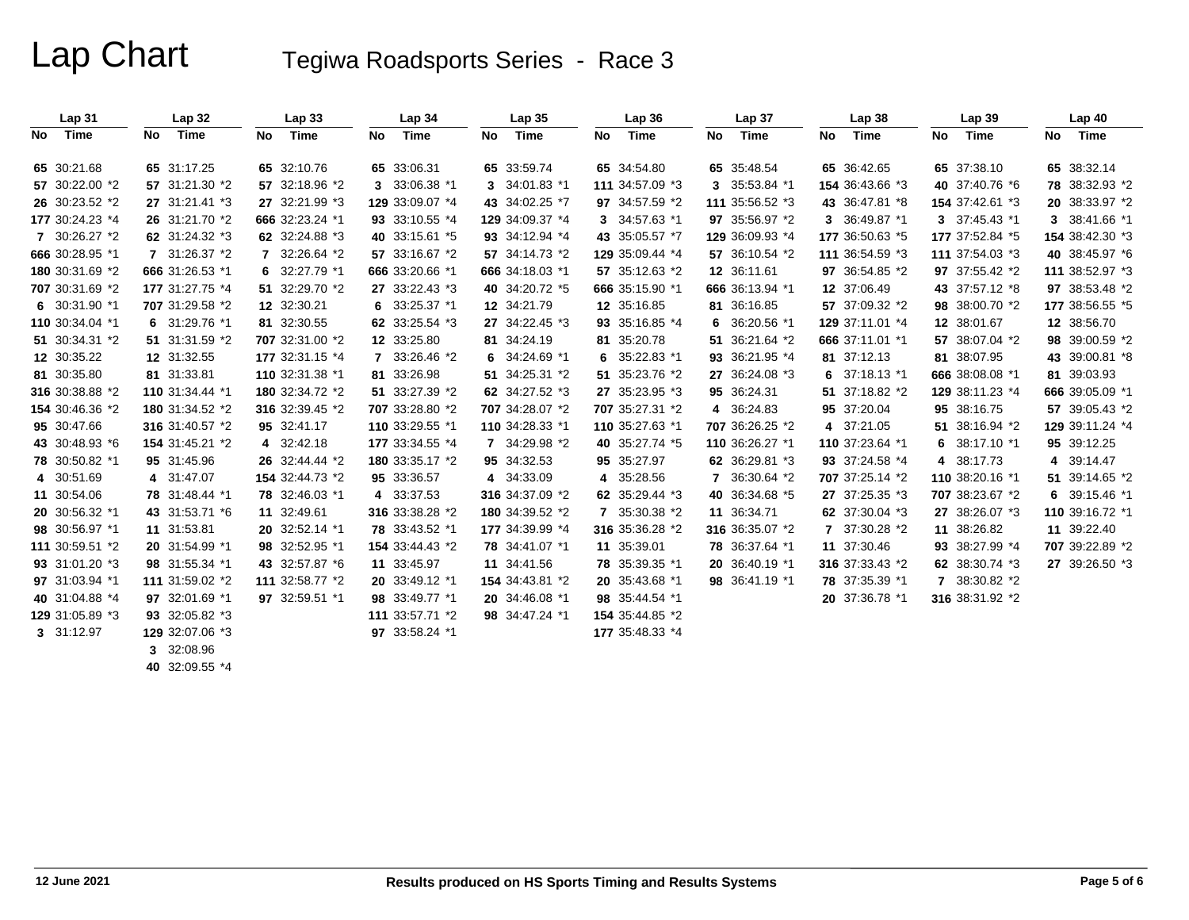# Lap Chart

## Tegiwa Roadsports Series - Race 3

| Lap 31 | | Lap 32 | | Lap 33 | | Lap 34 | | Lap 35 | | Lap 36 | | Lap 37 | | Lap 38 | | Lap 39 | | Lap 40 | |
|---|---|---|---|---|---|---|---|---|---|---|---|---|---|---|---|---|---|---|---|
| No | Time | No | Time | No | Time | No | Time | No | Time | No | Time | No | Time | No | Time | No | Time | No | Time |
| 65 | 30:21.68 | 65 | 31:17.25 | 65 | 32:10.76 | 65 | 33:06.31 | 65 | 33:59.74 | 65 | 34:54.80 | 65 | 35:48.54 | 65 | 36:42.65 | 65 | 37:38.10 | 65 | 38:32.14 |
| 57 | 30:22.00 *2 | 57 | 31:21.30 *2 | 57 | 32:18.96 *2 | 3 | 33:06.38 *1 | 3 | 34:01.83 *1 | 111 | 34:57.09 *3 | 3 | 35:53.84 *1 | 154 | 36:43.66 *3 | 40 | 37:40.76 *6 | 78 | 38:32.93 *2 |
| 26 | 30:23.52 *2 | 27 | 31:21.41 *3 | 27 | 32:21.99 *3 | 129 | 33:09.07 *4 | 43 | 34:02.25 *7 | 97 | 34:57.59 *2 | 111 | 35:56.52 *3 | 43 | 36:47.81 *8 | 154 | 37:42.61 *3 | 20 | 38:33.97 *2 |
| 177 | 30:24.23 *4 | 26 | 31:21.70 *2 | 666 | 32:23.24 *1 | 93 | 33:10.55 *4 | 129 | 34:09.37 *4 | 3 | 34:57.63 *1 | 97 | 35:56.97 *2 | 3 | 36:49.87 *1 | 3 | 37:45.43 *1 | 3 | 38:41.66 *1 |
| 7 | 30:26.27 *2 | 62 | 31:24.32 *3 | 62 | 32:24.88 *3 | 40 | 33:15.61 *5 | 93 | 34:12.94 *4 | 43 | 35:05.57 *7 | 129 | 36:09.93 *4 | 177 | 36:50.63 *5 | 177 | 37:52.84 *5 | 154 | 38:42.30 *3 |
| 666 | 30:28.95 *1 | 7 | 31:26.37 *2 | 7 | 32:26.64 *2 | 57 | 33:16.67 *2 | 57 | 34:14.73 *2 | 129 | 35:09.44 *4 | 57 | 36:10.54 *2 | 111 | 36:54.59 *3 | 111 | 37:54.03 *3 | 40 | 38:45.97 *6 |
| 180 | 30:31.69 *2 | 666 | 31:26.53 *1 | 6 | 32:27.79 *1 | 666 | 33:20.66 *1 | 666 | 34:18.03 *1 | 57 | 35:12.63 *2 | 12 | 36:11.61 | 97 | 36:54.85 *2 | 97 | 37:55.42 *2 | 111 | 38:52.97 *3 |
| 707 | 30:31.69 *2 | 177 | 31:27.75 *4 | 51 | 32:29.70 *2 | 27 | 33:22.43 *3 | 40 | 34:20.72 *5 | 666 | 35:15.90 *1 | 666 | 36:13.94 *1 | 12 | 37:06.49 | 43 | 37:57.12 *8 | 97 | 38:53.48 *2 |
| 6 | 30:31.90 *1 | 707 | 31:29.58 *2 | 12 | 32:30.21 | 6 | 33:25.37 *1 | 12 | 34:21.79 | 12 | 35:16.85 | 81 | 36:16.85 | 57 | 37:09.32 *2 | 98 | 38:00.70 *2 | 177 | 38:56.55 *5 |
| 110 | 30:34.04 *1 | 6 | 31:29.76 *1 | 81 | 32:30.55 | 62 | 33:25.54 *3 | 27 | 34:22.45 *3 | 93 | 35:16.85 *4 | 6 | 36:20.56 *1 | 129 | 37:11.01 *4 | 12 | 38:01.67 | 12 | 38:56.70 |
| 51 | 30:34.31 *2 | 51 | 31:31.59 *2 | 707 | 32:31.00 *2 | 12 | 33:25.80 | 81 | 34:24.19 | 81 | 35:20.78 | 51 | 36:21.64 *2 | 666 | 37:11.01 *1 | 57 | 38:07.04 *2 | 98 | 39:00.59 *2 |
| 12 | 30:35.22 | 12 | 31:32.55 | 177 | 32:31.15 *4 | 7 | 33:26.46 *2 | 6 | 34:24.69 *1 | 6 | 35:22.83 *1 | 93 | 36:21.95 *4 | 81 | 37:12.13 | 81 | 38:07.95 | 43 | 39:00.81 *8 |
| 81 | 30:35.80 | 81 | 31:33.81 | 110 | 32:31.38 *1 | 81 | 33:26.98 | 51 | 34:25.31 *2 | 51 | 35:23.76 *2 | 27 | 36:24.08 *3 | 6 | 37:18.13 *1 | 666 | 38:08.08 *1 | 81 | 39:03.93 |
| 316 | 30:38.88 *2 | 110 | 31:34.44 *1 | 180 | 32:34.72 *2 | 51 | 33:27.39 *2 | 62 | 34:27.52 *3 | 27 | 35:23.95 *3 | 95 | 36:24.31 | 51 | 37:18.82 *2 | 129 | 38:11.23 *4 | 666 | 39:05.09 *1 |
| 154 | 30:46.36 *2 | 180 | 31:34.52 *2 | 316 | 32:39.45 *2 | 707 | 33:28.80 *2 | 707 | 34:28.07 *2 | 707 | 35:27.31 *2 | 4 | 36:24.83 | 95 | 37:20.04 | 95 | 38:16.75 | 57 | 39:05.43 *2 |
| 95 | 30:47.66 | 316 | 31:40.57 *2 | 95 | 32:41.17 | 110 | 33:29.55 *1 | 110 | 34:28.33 *1 | 110 | 35:27.63 *1 | 707 | 36:26.25 *2 | 4 | 37:21.05 | 51 | 38:16.94 *2 | 129 | 39:11.24 *4 |
| 43 | 30:48.93 *6 | 154 | 31:45.21 *2 | 4 | 32:42.18 | 177 | 33:34.55 *4 | 7 | 34:29.98 *2 | 40 | 35:27.74 *5 | 110 | 36:26.27 *1 | 110 | 37:23.64 *1 | 6 | 38:17.10 *1 | 95 | 39:12.25 |
| 78 | 30:50.82 *1 | 95 | 31:45.96 | 26 | 32:44.44 *2 | 180 | 33:35.17 *2 | 95 | 34:32.53 | 95 | 35:27.97 | 62 | 36:29.81 *3 | 93 | 37:24.58 *4 | 4 | 38:17.73 | 4 | 39:14.47 |
| 4 | 30:51.69 | 4 | 31:47.07 | 154 | 32:44.73 *2 | 95 | 33:36.57 | 4 | 34:33.09 | 4 | 35:28.56 | 7 | 36:30.64 *2 | 707 | 37:25.14 *2 | 110 | 38:20.16 *1 | 51 | 39:14.65 *2 |
| 11 | 30:54.06 | 78 | 31:48.44 *1 | 78 | 32:46.03 *1 | 4 | 33:37.53 | 316 | 34:37.09 *2 | 62 | 35:29.44 *3 | 40 | 36:34.68 *5 | 27 | 37:25.35 *3 | 707 | 38:23.67 *2 | 6 | 39:15.46 *1 |
| 20 | 30:56.32 *1 | 43 | 31:53.71 *6 | 11 | 32:49.61 | 316 | 33:38.28 *2 | 180 | 34:39.52 *2 | 7 | 35:30.38 *2 | 11 | 36:34.71 | 62 | 37:30.04 *3 | 27 | 38:26.07 *3 | 110 | 39:16.72 *1 |
| 98 | 30:56.97 *1 | 11 | 31:53.81 | 20 | 32:52.14 *1 | 78 | 33:43.52 *1 | 177 | 34:39.99 *4 | 316 | 35:36.28 *2 | 316 | 36:35.07 *2 | 7 | 37:30.28 *2 | 11 | 38:26.82 | 11 | 39:22.40 |
| 111 | 30:59.51 *2 | 20 | 31:54.99 *1 | 98 | 32:52.95 *1 | 154 | 33:44.43 *2 | 78 | 34:41.07 *1 | 11 | 35:39.01 | 78 | 36:37.64 *1 | 11 | 37:30.46 | 93 | 38:27.99 *4 | 707 | 39:22.89 *2 |
| 93 | 31:01.20 *3 | 98 | 31:55.34 *1 | 43 | 32:57.87 *6 | 11 | 33:45.97 | 11 | 34:41.56 | 78 | 35:39.35 *1 | 20 | 36:40.19 *1 | 316 | 37:33.43 *2 | 62 | 38:30.74 *3 | 27 | 39:26.50 *3 |
| 97 | 31:03.94 *1 | 111 | 31:59.02 *2 | 111 | 32:58.77 *2 | 20 | 33:49.12 *1 | 154 | 34:43.81 *2 | 20 | 35:43.68 *1 | 98 | 36:41.19 *1 | 78 | 37:35.39 *1 | 7 | 38:30.82 *2 | | |
| 40 | 31:04.88 *4 | 97 | 32:01.69 *1 | 97 | 32:59.51 *1 | 98 | 33:49.77 *1 | 20 | 34:46.08 *1 | 98 | 35:44.54 *1 | | | 20 | 37:36.78 *1 | 316 | 38:31.92 *2 | | |
| 129 | 31:05.89 *3 | 93 | 32:05.82 *3 | | | 111 | 33:57.71 *2 | 98 | 34:47.24 *1 | 154 | 35:44.85 *2 | | | | | | | | |
| 3 | 31:12.97 | 129 | 32:07.06 *3 | | | 97 | 33:58.24 *1 | | | 177 | 35:48.33 *4 | | | | | | | | |
| | | 3 | 32:08.96 | | | | | | | | | | | | | | | | |
| | | 40 | 32:09.55 *4 | | | | | | | | | | | | | | | | |

12 June 2021 — Results produced on HS Sports Timing and Results Systems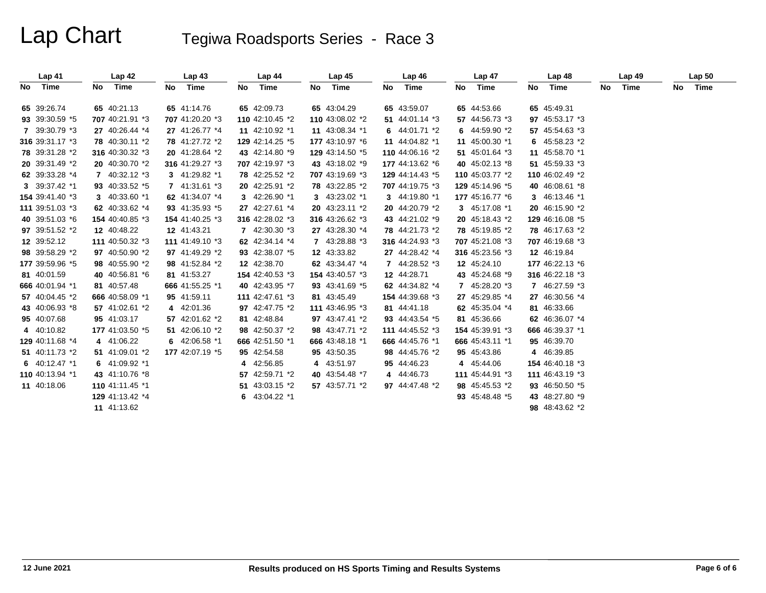# Lap Chart

## Tegiwa Roadsports Series - Race 3

| Lap 41 | | Lap 42 | | Lap 43 | | Lap 44 | | Lap 45 | | Lap 46 | | Lap 47 | | Lap 48 | | Lap 49 | | Lap 50 | |
|---|---|---|---|---|---|---|---|---|---|---|---|---|---|---|---|---|---|---|---|
| No | Time | No | Time | No | Time | No | Time | No | Time | No | Time | No | Time | No | Time | No | Time | No | Time |
| 65 | 39:26.74 | 65 | 40:21.13 | 65 | 41:14.76 | 65 | 42:09.73 | 65 | 43:04.29 | 65 | 43:59.07 | 65 | 44:53.66 | 65 | 45:49.31 | | | | |
| 93 | 39:30.59 *5 | 707 | 40:21.91 *3 | 707 | 41:20.20 *3 | 110 | 42:10.45 *2 | 110 | 43:08.02 *2 | 51 | 44:01.14 *3 | 57 | 44:56.73 *3 | 97 | 45:53.17 *3 | | | | |
| 7 | 39:30.79 *3 | 27 | 40:26.44 *4 | 27 | 41:26.77 *4 | 11 | 42:10.92 *1 | 11 | 43:08.34 *1 | 6 | 44:01.71 *2 | 6 | 44:59.90 *2 | 57 | 45:54.63 *3 | | | | |
| 316 | 39:31.17 *3 | 78 | 40:30.11 *2 | 78 | 41:27.72 *2 | 129 | 42:14.25 *5 | 177 | 43:10.97 *6 | 11 | 44:04.82 *1 | 11 | 45:00.30 *1 | 6 | 45:58.23 *2 | | | | |
| 78 | 39:31.28 *2 | 316 | 40:30.32 *3 | 20 | 41:28.64 *2 | 43 | 42:14.80 *9 | 129 | 43:14.50 *5 | 110 | 44:06.16 *2 | 51 | 45:01.64 *3 | 11 | 45:58.70 *1 | | | | |
| 20 | 39:31.49 *2 | 20 | 40:30.70 *2 | 316 | 41:29.27 *3 | 707 | 42:19.97 *3 | 43 | 43:18.02 *9 | 177 | 44:13.62 *6 | 40 | 45:02.13 *8 | 51 | 45:59.33 *3 | | | | |
| 62 | 39:33.28 *4 | 7 | 40:32.12 *3 | 3 | 41:29.82 *1 | 78 | 42:25.52 *2 | 707 | 43:19.69 *3 | 129 | 44:14.43 *5 | 110 | 45:03.77 *2 | 110 | 46:02.49 *2 | | | | |
| 3 | 39:37.42 *1 | 93 | 40:33.52 *5 | 7 | 41:31.61 *3 | 20 | 42:25.91 *2 | 78 | 43:22.85 *2 | 707 | 44:19.75 *3 | 129 | 45:14.96 *5 | 40 | 46:08.61 *8 | | | | |
| 154 | 39:41.40 *3 | 3 | 40:33.60 *1 | 62 | 41:34.07 *4 | 3 | 42:26.90 *1 | 3 | 43:23.02 *1 | 3 | 44:19.80 *1 | 177 | 45:16.77 *6 | 3 | 46:13.46 *1 | | | | |
| 111 | 39:51.03 *3 | 62 | 40:33.62 *4 | 93 | 41:35.93 *5 | 27 | 42:27.61 *4 | 20 | 43:23.11 *2 | 20 | 44:20.79 *2 | 3 | 45:17.08 *1 | 20 | 46:15.90 *2 | | | | |
| 40 | 39:51.03 *6 | 154 | 40:40.85 *3 | 154 | 41:40.25 *3 | 316 | 42:28.02 *3 | 316 | 43:26.62 *3 | 43 | 44:21.02 *9 | 20 | 45:18.43 *2 | 129 | 46:16.08 *5 | | | | |
| 97 | 39:51.52 *2 | 12 | 40:48.22 | 12 | 41:43.21 | 7 | 42:30.30 *3 | 27 | 43:28.30 *4 | 78 | 44:21.73 *2 | 78 | 45:19.85 *2 | 78 | 46:17.63 *2 | | | | |
| 12 | 39:52.12 | 111 | 40:50.32 *3 | 111 | 41:49.10 *3 | 62 | 42:34.14 *4 | 7 | 43:28.88 *3 | 316 | 44:24.93 *3 | 707 | 45:21.08 *3 | 707 | 46:19.68 *3 | | | | |
| 98 | 39:58.29 *2 | 97 | 40:50.90 *2 | 97 | 41:49.29 *2 | 93 | 42:38.07 *5 | 12 | 43:33.82 | 27 | 44:28.42 *4 | 316 | 45:23.56 *3 | 12 | 46:19.84 | | | | |
| 177 | 39:59.96 *5 | 98 | 40:55.90 *2 | 98 | 41:52.84 *2 | 12 | 42:38.70 | 62 | 43:34.47 *4 | 7 | 44:28.52 *3 | 12 | 45:24.10 | 177 | 46:22.13 *6 | | | | |
| 81 | 40:01.59 | 40 | 40:56.81 *6 | 81 | 41:53.27 | 154 | 42:40.53 *3 | 154 | 43:40.57 *3 | 12 | 44:28.71 | 43 | 45:24.68 *9 | 316 | 46:22.18 *3 | | | | |
| 666 | 40:01.94 *1 | 81 | 40:57.48 | 666 | 41:55.25 *1 | 40 | 42:43.95 *7 | 93 | 43:41.69 *5 | 62 | 44:34.82 *4 | 7 | 45:28.20 *3 | 7 | 46:27.59 *3 | | | | |
| 57 | 40:04.45 *2 | 666 | 40:58.09 *1 | 95 | 41:59.11 | 111 | 42:47.61 *3 | 81 | 43:45.49 | 154 | 44:39.68 *3 | 27 | 45:29.85 *4 | 27 | 46:30.56 *4 | | | | |
| 43 | 40:06.93 *8 | 57 | 41:02.61 *2 | 4 | 42:01.36 | 97 | 42:47.75 *2 | 111 | 43:46.95 *3 | 81 | 44:41.18 | 62 | 45:35.04 *4 | 81 | 46:33.66 | | | | |
| 95 | 40:07.68 | 95 | 41:03.17 | 57 | 42:01.62 *2 | 81 | 42:48.84 | 97 | 43:47.41 *2 | 93 | 44:43.54 *5 | 81 | 45:36.66 | 62 | 46:36.07 *4 | | | | |
| 4 | 40:10.82 | 177 | 41:03.50 *5 | 51 | 42:06.10 *2 | 98 | 42:50.37 *2 | 98 | 43:47.71 *2 | 111 | 44:45.52 *3 | 154 | 45:39.91 *3 | 666 | 46:39.37 *1 | | | | |
| 129 | 40:11.68 *4 | 4 | 41:06.22 | 6 | 42:06.58 *1 | 666 | 42:51.50 *1 | 666 | 43:48.18 *1 | 666 | 44:45.76 *1 | 666 | 45:43.11 *1 | 95 | 46:39.70 | | | | |
| 51 | 40:11.73 *2 | 51 | 41:09.01 *2 | 177 | 42:07.19 *5 | 95 | 42:54.58 | 95 | 43:50.35 | 98 | 44:45.76 *2 | 95 | 45:43.86 | 4 | 46:39.85 | | | | |
| 6 | 40:12.47 *1 | 6 | 41:09.92 *1 | | | 4 | 42:56.85 | 4 | 43:51.97 | 95 | 44:46.23 | 4 | 45:44.06 | 154 | 46:40.18 *3 | | | | |
| 110 | 40:13.94 *1 | 43 | 41:10.76 *8 | | | 57 | 42:59.71 *2 | 40 | 43:54.48 *7 | 4 | 44:46.73 | 111 | 45:44.91 *3 | 111 | 46:43.19 *3 | | | | |
| 11 | 40:18.06 | 110 | 41:11.45 *1 | | | 51 | 43:03.15 *2 | 57 | 43:57.71 *2 | 97 | 44:47.48 *2 | 98 | 45:45.53 *2 | 93 | 46:50.50 *5 | | | | |
| | | 129 | 41:13.42 *4 | | | 6 | 43:04.22 *1 | | | | | 93 | 45:48.48 *5 | 43 | 48:27.80 *9 | | | | |
| | | 11 | 41:13.62 | | | | | | | | | | | 98 | 48:43.62 *2 | | | | |

12 June 2021 | Results produced on HS Sports Timing and Results Systems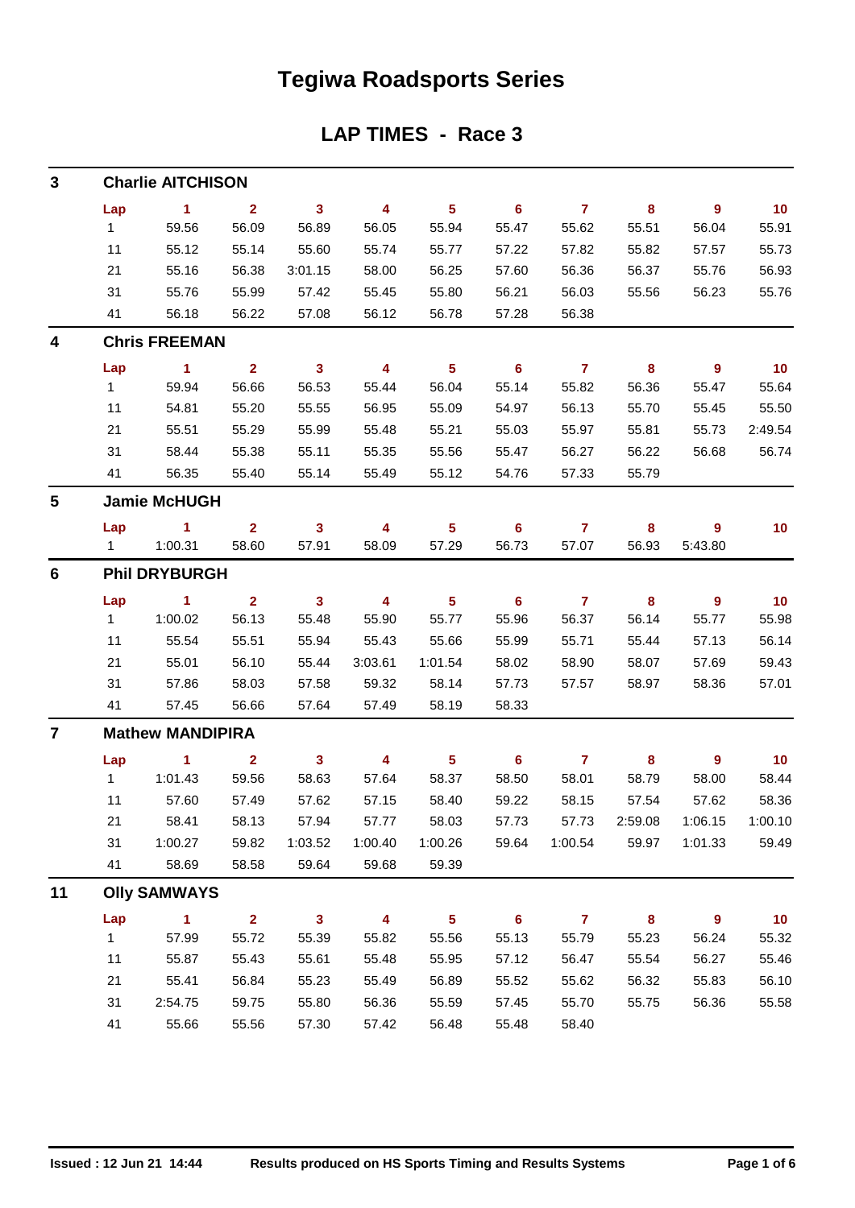# Tegiwa Roadsports Series

## LAP TIMES - Race 3

### 3 Charlie AITCHISON

| Lap | 1 | 2 | 3 | 4 | 5 | 6 | 7 | 8 | 9 | 10 |
|---|---|---|---|---|---|---|---|---|---|---|
| 1 | 59.56 | 56.09 | 56.89 | 56.05 | 55.94 | 55.47 | 55.62 | 55.51 | 56.04 | 55.91 |
| 11 | 55.12 | 55.14 | 55.60 | 55.74 | 55.77 | 57.22 | 57.82 | 55.82 | 57.57 | 55.73 |
| 21 | 55.16 | 56.38 | 3:01.15 | 58.00 | 56.25 | 57.60 | 56.36 | 56.37 | 55.76 | 56.93 |
| 31 | 55.76 | 55.99 | 57.42 | 55.45 | 55.80 | 56.21 | 56.03 | 55.56 | 56.23 | 55.76 |
| 41 | 56.18 | 56.22 | 57.08 | 56.12 | 56.78 | 57.28 | 56.38 | | | |

### 4 Chris FREEMAN

| Lap | 1 | 2 | 3 | 4 | 5 | 6 | 7 | 8 | 9 | 10 |
|---|---|---|---|---|---|---|---|---|---|---|
| 1 | 59.94 | 56.66 | 56.53 | 55.44 | 56.04 | 55.14 | 55.82 | 56.36 | 55.47 | 55.64 |
| 11 | 54.81 | 55.20 | 55.55 | 56.95 | 55.09 | 54.97 | 56.13 | 55.70 | 55.45 | 55.50 |
| 21 | 55.51 | 55.29 | 55.99 | 55.48 | 55.21 | 55.03 | 55.97 | 55.81 | 55.73 | 2:49.54 |
| 31 | 58.44 | 55.38 | 55.11 | 55.35 | 55.56 | 55.47 | 56.27 | 56.22 | 56.68 | 56.74 |
| 41 | 56.35 | 55.40 | 55.14 | 55.49 | 55.12 | 54.76 | 57.33 | 55.79 | | |

### 5 Jamie McHUGH

| Lap | 1 | 2 | 3 | 4 | 5 | 6 | 7 | 8 | 9 | 10 |
|---|---|---|---|---|---|---|---|---|---|---|
| 1 | 1:00.31 | 58.60 | 57.91 | 58.09 | 57.29 | 56.73 | 57.07 | 56.93 | 5:43.80 | |

### 6 Phil DRYBURGH

| Lap | 1 | 2 | 3 | 4 | 5 | 6 | 7 | 8 | 9 | 10 |
|---|---|---|---|---|---|---|---|---|---|---|
| 1 | 1:00.02 | 56.13 | 55.48 | 55.90 | 55.77 | 55.96 | 56.37 | 56.14 | 55.77 | 55.98 |
| 11 | 55.54 | 55.51 | 55.94 | 55.43 | 55.66 | 55.99 | 55.71 | 55.44 | 57.13 | 56.14 |
| 21 | 55.01 | 56.10 | 55.44 | 3:03.61 | 1:01.54 | 58.02 | 58.90 | 58.07 | 57.69 | 59.43 |
| 31 | 57.86 | 58.03 | 57.58 | 59.32 | 58.14 | 57.73 | 57.57 | 58.97 | 58.36 | 57.01 |
| 41 | 57.45 | 56.66 | 57.64 | 57.49 | 58.19 | 58.33 | | | | |

### 7 Mathew MANDIPIRA

| Lap | 1 | 2 | 3 | 4 | 5 | 6 | 7 | 8 | 9 | 10 |
|---|---|---|---|---|---|---|---|---|---|---|
| 1 | 1:01.43 | 59.56 | 58.63 | 57.64 | 58.37 | 58.50 | 58.01 | 58.79 | 58.00 | 58.44 |
| 11 | 57.60 | 57.49 | 57.62 | 57.15 | 58.40 | 59.22 | 58.15 | 57.54 | 57.62 | 58.36 |
| 21 | 58.41 | 58.13 | 57.94 | 57.77 | 58.03 | 57.73 | 57.73 | 2:59.08 | 1:06.15 | 1:00.10 |
| 31 | 1:00.27 | 59.82 | 1:03.52 | 1:00.40 | 1:00.26 | 59.64 | 1:00.54 | 59.97 | 1:01.33 | 59.49 |
| 41 | 58.69 | 58.58 | 59.64 | 59.68 | 59.39 | | | | | |

### 11 Olly SAMWAYS

| Lap | 1 | 2 | 3 | 4 | 5 | 6 | 7 | 8 | 9 | 10 |
|---|---|---|---|---|---|---|---|---|---|---|
| 1 | 57.99 | 55.72 | 55.39 | 55.82 | 55.56 | 55.13 | 55.79 | 55.23 | 56.24 | 55.32 |
| 11 | 55.87 | 55.43 | 55.61 | 55.48 | 55.95 | 57.12 | 56.47 | 55.54 | 56.27 | 55.46 |
| 21 | 55.41 | 56.84 | 55.23 | 55.49 | 56.89 | 55.52 | 55.62 | 56.32 | 55.83 | 56.10 |
| 31 | 2:54.75 | 59.75 | 55.80 | 56.36 | 55.59 | 57.45 | 55.70 | 55.75 | 56.36 | 55.58 |
| 41 | 55.66 | 55.56 | 57.30 | 57.42 | 56.48 | 55.48 | 58.40 | | | |

Issued : 12 Jun 21 14:44    Results produced on HS Sports Timing and Results Systems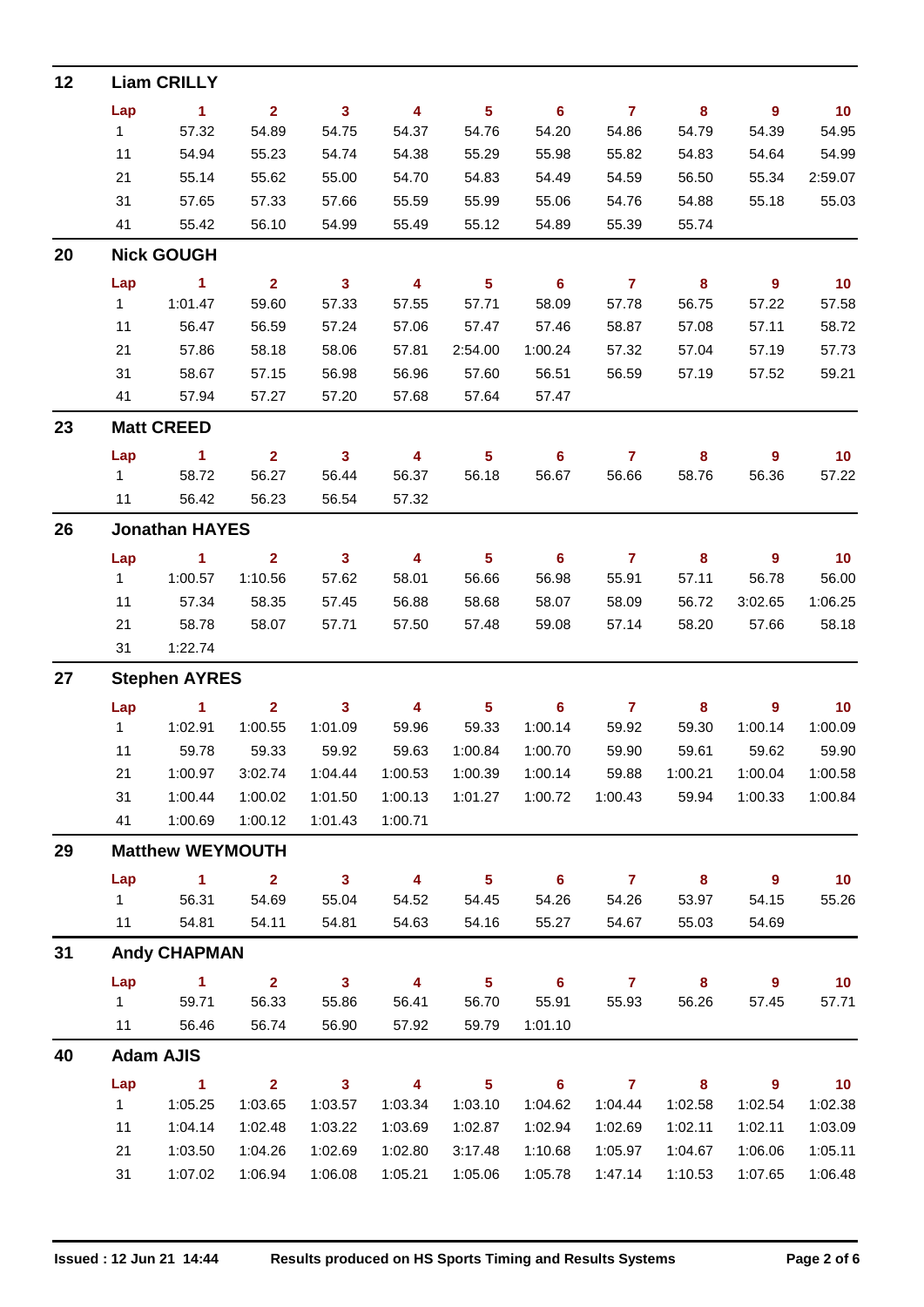## 12 Liam CRILLY

| Lap | 1 | 2 | 3 | 4 | 5 | 6 | 7 | 8 | 9 | 10 |
|---|---|---|---|---|---|---|---|---|---|---|
| 1 | 57.32 | 54.89 | 54.75 | 54.37 | 54.76 | 54.20 | 54.86 | 54.79 | 54.39 | 54.95 |
| 11 | 54.94 | 55.23 | 54.74 | 54.38 | 55.29 | 55.98 | 55.82 | 54.83 | 54.64 | 54.99 |
| 21 | 55.14 | 55.62 | 55.00 | 54.70 | 54.83 | 54.49 | 54.59 | 56.50 | 55.34 | 2:59.07 |
| 31 | 57.65 | 57.33 | 57.66 | 55.59 | 55.99 | 55.06 | 54.76 | 54.88 | 55.18 | 55.03 |
| 41 | 55.42 | 56.10 | 54.99 | 55.49 | 55.12 | 54.89 | 55.39 | 55.74 | | |

## 20 Nick GOUGH

| Lap | 1 | 2 | 3 | 4 | 5 | 6 | 7 | 8 | 9 | 10 |
|---|---|---|---|---|---|---|---|---|---|---|
| 1 | 1:01.47 | 59.60 | 57.33 | 57.55 | 57.71 | 58.09 | 57.78 | 56.75 | 57.22 | 57.58 |
| 11 | 56.47 | 56.59 | 57.24 | 57.06 | 57.47 | 57.46 | 58.87 | 57.08 | 57.11 | 58.72 |
| 21 | 57.86 | 58.18 | 58.06 | 57.81 | 2:54.00 | 1:00.24 | 57.32 | 57.04 | 57.19 | 57.73 |
| 31 | 58.67 | 57.15 | 56.98 | 56.96 | 57.60 | 56.51 | 56.59 | 57.19 | 57.52 | 59.21 |
| 41 | 57.94 | 57.27 | 57.20 | 57.68 | 57.64 | 57.47 | | | | |

## 23 Matt CREED

| Lap | 1 | 2 | 3 | 4 | 5 | 6 | 7 | 8 | 9 | 10 |
|---|---|---|---|---|---|---|---|---|---|---|
| 1 | 58.72 | 56.27 | 56.44 | 56.37 | 56.18 | 56.67 | 56.66 | 58.76 | 56.36 | 57.22 |
| 11 | 56.42 | 56.23 | 56.54 | 57.32 | | | | | | |

## 26 Jonathan HAYES

| Lap | 1 | 2 | 3 | 4 | 5 | 6 | 7 | 8 | 9 | 10 |
|---|---|---|---|---|---|---|---|---|---|---|
| 1 | 1:00.57 | 1:10.56 | 57.62 | 58.01 | 56.66 | 56.98 | 55.91 | 57.11 | 56.78 | 56.00 |
| 11 | 57.34 | 58.35 | 57.45 | 56.88 | 58.68 | 58.07 | 58.09 | 56.72 | 3:02.65 | 1:06.25 |
| 21 | 58.78 | 58.07 | 57.71 | 57.50 | 57.48 | 59.08 | 57.14 | 58.20 | 57.66 | 58.18 |
| 31 | 1:22.74 | | | | | | | | | |

## 27 Stephen AYRES

| Lap | 1 | 2 | 3 | 4 | 5 | 6 | 7 | 8 | 9 | 10 |
|---|---|---|---|---|---|---|---|---|---|---|
| 1 | 1:02.91 | 1:00.55 | 1:01.09 | 59.96 | 59.33 | 1:00.14 | 59.92 | 59.30 | 1:00.14 | 1:00.09 |
| 11 | 59.78 | 59.33 | 59.92 | 59.63 | 1:00.84 | 1:00.70 | 59.90 | 59.61 | 59.62 | 59.90 |
| 21 | 1:00.97 | 3:02.74 | 1:04.44 | 1:00.53 | 1:00.39 | 1:00.14 | 59.88 | 1:00.21 | 1:00.04 | 1:00.58 |
| 31 | 1:00.44 | 1:00.02 | 1:01.50 | 1:00.13 | 1:01.27 | 1:00.72 | 1:00.43 | 59.94 | 1:00.33 | 1:00.84 |
| 41 | 1:00.69 | 1:00.12 | 1:01.43 | 1:00.71 | | | | | | |

## 29 Matthew WEYMOUTH

| Lap | 1 | 2 | 3 | 4 | 5 | 6 | 7 | 8 | 9 | 10 |
|---|---|---|---|---|---|---|---|---|---|---|
| 1 | 56.31 | 54.69 | 55.04 | 54.52 | 54.45 | 54.26 | 54.26 | 53.97 | 54.15 | 55.26 |
| 11 | 54.81 | 54.11 | 54.81 | 54.63 | 54.16 | 55.27 | 54.67 | 55.03 | 54.69 | |

## 31 Andy CHAPMAN

| Lap | 1 | 2 | 3 | 4 | 5 | 6 | 7 | 8 | 9 | 10 |
|---|---|---|---|---|---|---|---|---|---|---|
| 1 | 59.71 | 56.33 | 55.86 | 56.41 | 56.70 | 55.91 | 55.93 | 56.26 | 57.45 | 57.71 |
| 11 | 56.46 | 56.74 | 56.90 | 57.92 | 59.79 | 1:01.10 | | | | |

## 40 Adam AJIS

| Lap | 1 | 2 | 3 | 4 | 5 | 6 | 7 | 8 | 9 | 10 |
|---|---|---|---|---|---|---|---|---|---|---|
| 1 | 1:05.25 | 1:03.65 | 1:03.57 | 1:03.34 | 1:03.10 | 1:04.62 | 1:04.44 | 1:02.58 | 1:02.54 | 1:02.38 |
| 11 | 1:04.14 | 1:02.48 | 1:03.22 | 1:03.69 | 1:02.87 | 1:02.94 | 1:02.69 | 1:02.11 | 1:02.11 | 1:03.09 |
| 21 | 1:03.50 | 1:04.26 | 1:02.69 | 1:02.80 | 3:17.48 | 1:10.68 | 1:05.97 | 1:04.67 | 1:06.06 | 1:05.11 |
| 31 | 1:07.02 | 1:06.94 | 1:06.08 | 1:05.21 | 1:05.06 | 1:05.78 | 1:47.14 | 1:10.53 | 1:07.65 | 1:06.48 |

Issued : 12 Jun 21 14:44 Results produced on HS Sports Timing and Results Systems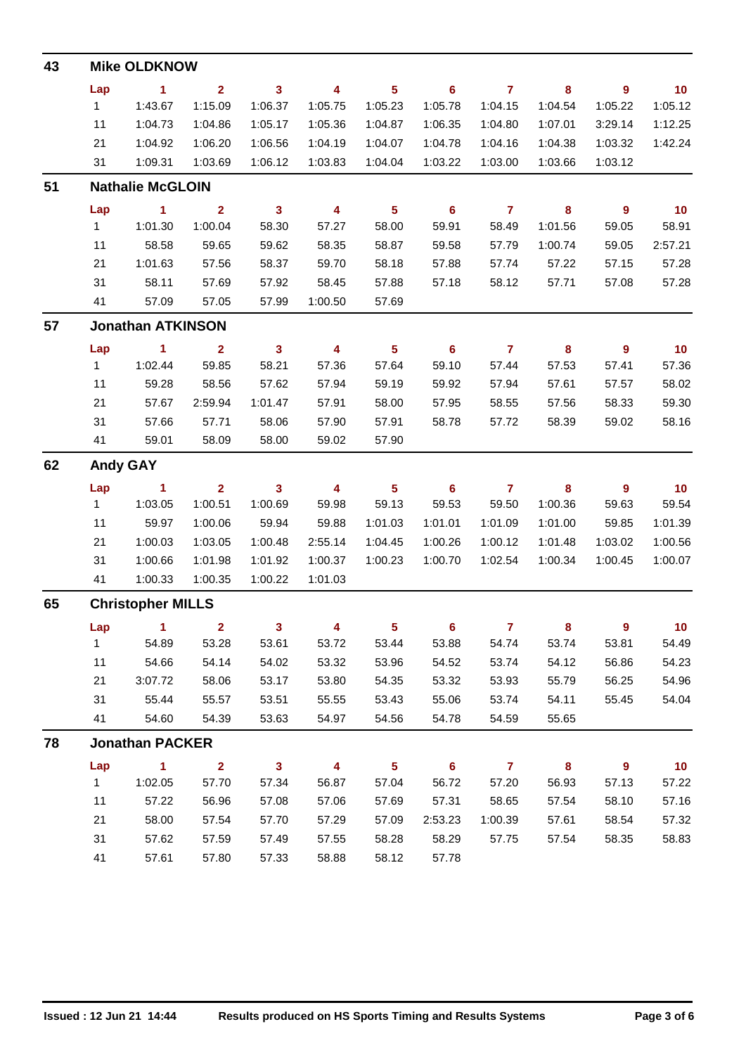## 43 Mike OLDKNOW

| Lap | 1 | 2 | 3 | 4 | 5 | 6 | 7 | 8 | 9 | 10 |
|---|---|---|---|---|---|---|---|---|---|---|
| 1 | 1:43.67 | 1:15.09 | 1:06.37 | 1:05.75 | 1:05.23 | 1:05.78 | 1:04.15 | 1:04.54 | 1:05.22 | 1:05.12 |
| 11 | 1:04.73 | 1:04.86 | 1:05.17 | 1:05.36 | 1:04.87 | 1:06.35 | 1:04.80 | 1:07.01 | 3:29.14 | 1:12.25 |
| 21 | 1:04.92 | 1:06.20 | 1:06.56 | 1:04.19 | 1:04.07 | 1:04.78 | 1:04.16 | 1:04.38 | 1:03.32 | 1:42.24 |
| 31 | 1:09.31 | 1:03.69 | 1:06.12 | 1:03.83 | 1:04.04 | 1:03.22 | 1:03.00 | 1:03.66 | 1:03.12 | |

## 51 Nathalie McGLOIN

| Lap | 1 | 2 | 3 | 4 | 5 | 6 | 7 | 8 | 9 | 10 |
|---|---|---|---|---|---|---|---|---|---|---|
| 1 | 1:01.30 | 1:00.04 | 58.30 | 57.27 | 58.00 | 59.91 | 58.49 | 1:01.56 | 59.05 | 58.91 |
| 11 | 58.58 | 59.65 | 59.62 | 58.35 | 58.87 | 59.58 | 57.79 | 1:00.74 | 59.05 | 2:57.21 |
| 21 | 1:01.63 | 57.56 | 58.37 | 59.70 | 58.18 | 57.88 | 57.74 | 57.22 | 57.15 | 57.28 |
| 31 | 58.11 | 57.69 | 57.92 | 58.45 | 57.88 | 57.18 | 58.12 | 57.71 | 57.08 | 57.28 |
| 41 | 57.09 | 57.05 | 57.99 | 1:00.50 | 57.69 | | | | | |

## 57 Jonathan ATKINSON

| Lap | 1 | 2 | 3 | 4 | 5 | 6 | 7 | 8 | 9 | 10 |
|---|---|---|---|---|---|---|---|---|---|---|
| 1 | 1:02.44 | 59.85 | 58.21 | 57.36 | 57.64 | 59.10 | 57.44 | 57.53 | 57.41 | 57.36 |
| 11 | 59.28 | 58.56 | 57.62 | 57.94 | 59.19 | 59.92 | 57.94 | 57.61 | 57.57 | 58.02 |
| 21 | 57.67 | 2:59.94 | 1:01.47 | 57.91 | 58.00 | 57.95 | 58.55 | 57.56 | 58.33 | 59.30 |
| 31 | 57.66 | 57.71 | 58.06 | 57.90 | 57.91 | 58.78 | 57.72 | 58.39 | 59.02 | 58.16 |
| 41 | 59.01 | 58.09 | 58.00 | 59.02 | 57.90 | | | | | |

## 62 Andy GAY

| Lap | 1 | 2 | 3 | 4 | 5 | 6 | 7 | 8 | 9 | 10 |
|---|---|---|---|---|---|---|---|---|---|---|
| 1 | 1:03.05 | 1:00.51 | 1:00.69 | 59.98 | 59.13 | 59.53 | 59.50 | 1:00.36 | 59.63 | 59.54 |
| 11 | 59.97 | 1:00.06 | 59.94 | 59.88 | 1:01.03 | 1:01.01 | 1:01.09 | 1:01.00 | 59.85 | 1:01.39 |
| 21 | 1:00.03 | 1:03.05 | 1:00.48 | 2:55.14 | 1:04.45 | 1:00.26 | 1:00.12 | 1:01.48 | 1:03.02 | 1:00.56 |
| 31 | 1:00.66 | 1:01.98 | 1:01.92 | 1:00.37 | 1:00.23 | 1:00.70 | 1:02.54 | 1:00.34 | 1:00.45 | 1:00.07 |
| 41 | 1:00.33 | 1:00.35 | 1:00.22 | 1:01.03 | | | | | | |

## 65 Christopher MILLS

| Lap | 1 | 2 | 3 | 4 | 5 | 6 | 7 | 8 | 9 | 10 |
|---|---|---|---|---|---|---|---|---|---|---|
| 1 | 54.89 | 53.28 | 53.61 | 53.72 | 53.44 | 53.88 | 54.74 | 53.74 | 53.81 | 54.49 |
| 11 | 54.66 | 54.14 | 54.02 | 53.32 | 53.96 | 54.52 | 53.74 | 54.12 | 56.86 | 54.23 |
| 21 | 3:07.72 | 58.06 | 53.17 | 53.80 | 54.35 | 53.32 | 53.93 | 55.79 | 56.25 | 54.96 |
| 31 | 55.44 | 55.57 | 53.51 | 55.55 | 53.43 | 55.06 | 53.74 | 54.11 | 55.45 | 54.04 |
| 41 | 54.60 | 54.39 | 53.63 | 54.97 | 54.56 | 54.78 | 54.59 | 55.65 | | |

## 78 Jonathan PACKER

| Lap | 1 | 2 | 3 | 4 | 5 | 6 | 7 | 8 | 9 | 10 |
|---|---|---|---|---|---|---|---|---|---|---|
| 1 | 1:02.05 | 57.70 | 57.34 | 56.87 | 57.04 | 56.72 | 57.20 | 56.93 | 57.13 | 57.22 |
| 11 | 57.22 | 56.96 | 57.08 | 57.06 | 57.69 | 57.31 | 58.65 | 57.54 | 58.10 | 57.16 |
| 21 | 58.00 | 57.54 | 57.70 | 57.29 | 57.09 | 2:53.23 | 1:00.39 | 57.61 | 58.54 | 57.32 |
| 31 | 57.62 | 57.59 | 57.49 | 57.55 | 58.28 | 58.29 | 57.75 | 57.54 | 58.35 | 58.83 |
| 41 | 57.61 | 57.80 | 57.33 | 58.88 | 58.12 | 57.78 | | | | |

Issued : 12 Jun 21 14:44 Results produced on HS Sports Timing and Results Systems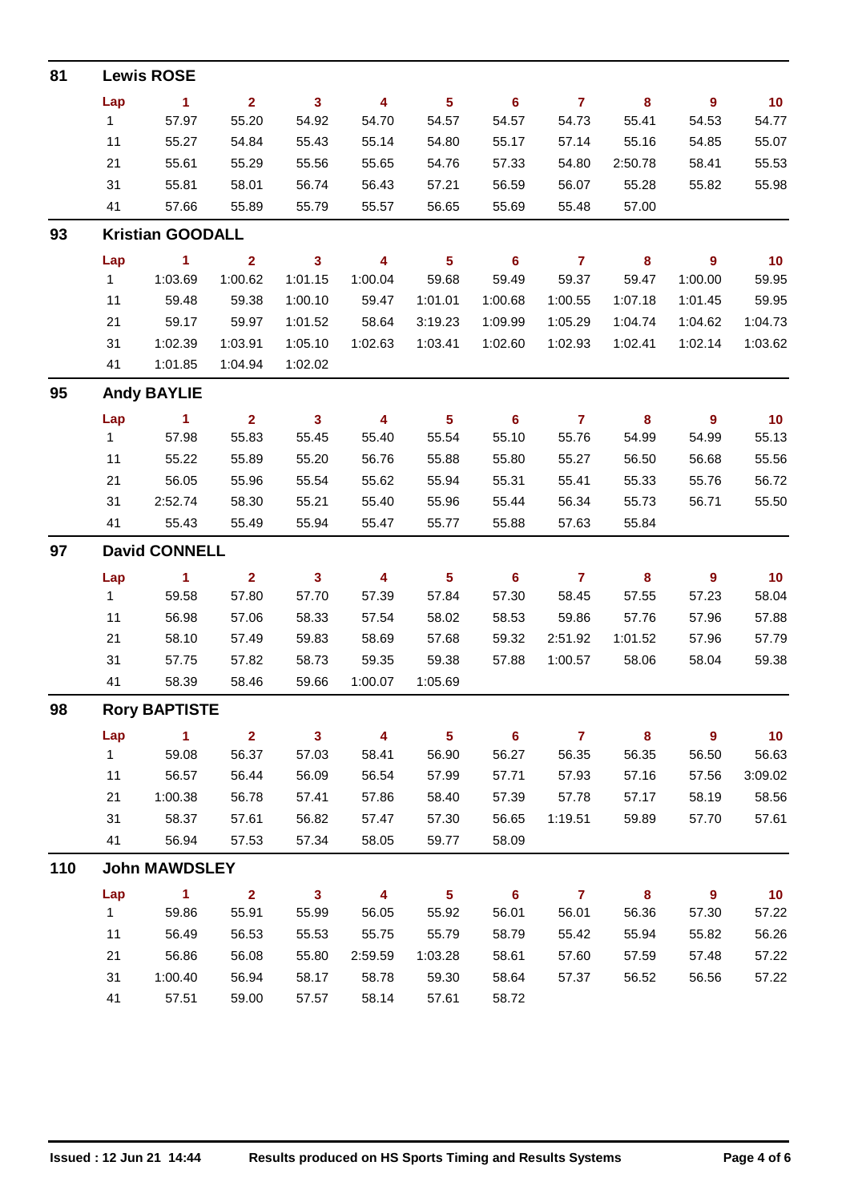## 81 Lewis ROSE

| Lap | 1 | 2 | 3 | 4 | 5 | 6 | 7 | 8 | 9 | 10 |
|---|---|---|---|---|---|---|---|---|---|---|
| 1 | 57.97 | 55.20 | 54.92 | 54.70 | 54.57 | 54.57 | 54.73 | 55.41 | 54.53 | 54.77 |
| 11 | 55.27 | 54.84 | 55.43 | 55.14 | 54.80 | 55.17 | 57.14 | 55.16 | 54.85 | 55.07 |
| 21 | 55.61 | 55.29 | 55.56 | 55.65 | 54.76 | 57.33 | 54.80 | 2:50.78 | 58.41 | 55.53 |
| 31 | 55.81 | 58.01 | 56.74 | 56.43 | 57.21 | 56.59 | 56.07 | 55.28 | 55.82 | 55.98 |
| 41 | 57.66 | 55.89 | 55.79 | 55.57 | 56.65 | 55.69 | 55.48 | 57.00 | | |

## 93 Kristian GOODALL

| Lap | 1 | 2 | 3 | 4 | 5 | 6 | 7 | 8 | 9 | 10 |
|---|---|---|---|---|---|---|---|---|---|---|
| 1 | 1:03.69 | 1:00.62 | 1:01.15 | 1:00.04 | 59.68 | 59.49 | 59.37 | 59.47 | 1:00.00 | 59.95 |
| 11 | 59.48 | 59.38 | 1:00.10 | 59.47 | 1:01.01 | 1:00.68 | 1:00.55 | 1:07.18 | 1:01.45 | 59.95 |
| 21 | 59.17 | 59.97 | 1:01.52 | 58.64 | 3:19.23 | 1:09.99 | 1:05.29 | 1:04.74 | 1:04.62 | 1:04.73 |
| 31 | 1:02.39 | 1:03.91 | 1:05.10 | 1:02.63 | 1:03.41 | 1:02.60 | 1:02.93 | 1:02.41 | 1:02.14 | 1:03.62 |
| 41 | 1:01.85 | 1:04.94 | 1:02.02 | | | | | | | |

## 95 Andy BAYLIE

| Lap | 1 | 2 | 3 | 4 | 5 | 6 | 7 | 8 | 9 | 10 |
|---|---|---|---|---|---|---|---|---|---|---|
| 1 | 57.98 | 55.83 | 55.45 | 55.40 | 55.54 | 55.10 | 55.76 | 54.99 | 54.99 | 55.13 |
| 11 | 55.22 | 55.89 | 55.20 | 56.76 | 55.88 | 55.80 | 55.27 | 56.50 | 56.68 | 55.56 |
| 21 | 56.05 | 55.96 | 55.54 | 55.62 | 55.94 | 55.31 | 55.41 | 55.33 | 55.76 | 56.72 |
| 31 | 2:52.74 | 58.30 | 55.21 | 55.40 | 55.96 | 55.44 | 56.34 | 55.73 | 56.71 | 55.50 |
| 41 | 55.43 | 55.49 | 55.94 | 55.47 | 55.77 | 55.88 | 57.63 | 55.84 | | |

## 97 David CONNELL

| Lap | 1 | 2 | 3 | 4 | 5 | 6 | 7 | 8 | 9 | 10 |
|---|---|---|---|---|---|---|---|---|---|---|
| 1 | 59.58 | 57.80 | 57.70 | 57.39 | 57.84 | 57.30 | 58.45 | 57.55 | 57.23 | 58.04 |
| 11 | 56.98 | 57.06 | 58.33 | 57.54 | 58.02 | 58.53 | 59.86 | 57.76 | 57.96 | 57.88 |
| 21 | 58.10 | 57.49 | 59.83 | 58.69 | 57.68 | 59.32 | 2:51.92 | 1:01.52 | 57.96 | 57.79 |
| 31 | 57.75 | 57.82 | 58.73 | 59.35 | 59.38 | 57.88 | 1:00.57 | 58.06 | 58.04 | 59.38 |
| 41 | 58.39 | 58.46 | 59.66 | 1:00.07 | 1:05.69 | | | | | |

## 98 Rory BAPTISTE

| Lap | 1 | 2 | 3 | 4 | 5 | 6 | 7 | 8 | 9 | 10 |
|---|---|---|---|---|---|---|---|---|---|---|
| 1 | 59.08 | 56.37 | 57.03 | 58.41 | 56.90 | 56.27 | 56.35 | 56.35 | 56.50 | 56.63 |
| 11 | 56.57 | 56.44 | 56.09 | 56.54 | 57.99 | 57.71 | 57.93 | 57.16 | 57.56 | 3:09.02 |
| 21 | 1:00.38 | 56.78 | 57.41 | 57.86 | 58.40 | 57.39 | 57.78 | 57.17 | 58.19 | 58.56 |
| 31 | 58.37 | 57.61 | 56.82 | 57.47 | 57.30 | 56.65 | 1:19.51 | 59.89 | 57.70 | 57.61 |
| 41 | 56.94 | 57.53 | 57.34 | 58.05 | 59.77 | 58.09 | | | | |

## 110 John MAWDSLEY

| Lap | 1 | 2 | 3 | 4 | 5 | 6 | 7 | 8 | 9 | 10 |
|---|---|---|---|---|---|---|---|---|---|---|
| 1 | 59.86 | 55.91 | 55.99 | 56.05 | 55.92 | 56.01 | 56.01 | 56.36 | 57.30 | 57.22 |
| 11 | 56.49 | 56.53 | 55.53 | 55.75 | 55.79 | 58.79 | 55.42 | 55.94 | 55.82 | 56.26 |
| 21 | 56.86 | 56.08 | 55.80 | 2:59.59 | 1:03.28 | 58.61 | 57.60 | 57.59 | 57.48 | 57.22 |
| 31 | 1:00.40 | 56.94 | 58.17 | 58.78 | 59.30 | 58.64 | 57.37 | 56.52 | 56.56 | 57.22 |
| 41 | 57.51 | 59.00 | 57.57 | 58.14 | 57.61 | 58.72 | | | | |

Issued : 12 Jun 21 14:44 Results produced on HS Sports Timing and Results Systems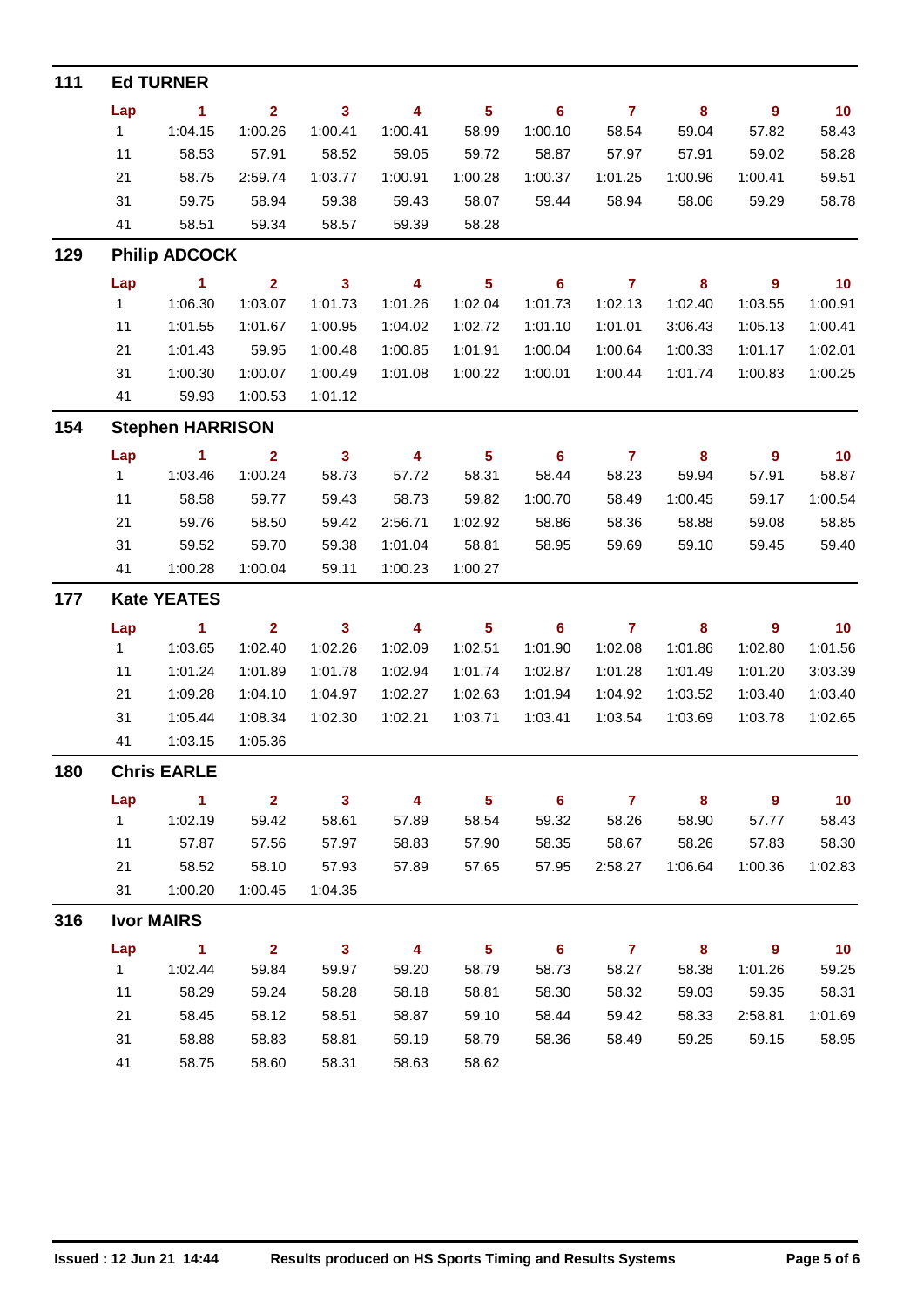## 111 Ed TURNER

| Lap | 1 | 2 | 3 | 4 | 5 | 6 | 7 | 8 | 9 | 10 |
|---|---|---|---|---|---|---|---|---|---|---|
| 1 | 1:04.15 | 1:00.26 | 1:00.41 | 1:00.41 | 58.99 | 1:00.10 | 58.54 | 59.04 | 57.82 | 58.43 |
| 11 | 58.53 | 57.91 | 58.52 | 59.05 | 59.72 | 58.87 | 57.97 | 57.91 | 59.02 | 58.28 |
| 21 | 58.75 | 2:59.74 | 1:03.77 | 1:00.91 | 1:00.28 | 1:00.37 | 1:01.25 | 1:00.96 | 1:00.41 | 59.51 |
| 31 | 59.75 | 58.94 | 59.38 | 59.43 | 58.07 | 59.44 | 58.94 | 58.06 | 59.29 | 58.78 |
| 41 | 58.51 | 59.34 | 58.57 | 59.39 | 58.28 | | | | | |

## 129 Philip ADCOCK

| Lap | 1 | 2 | 3 | 4 | 5 | 6 | 7 | 8 | 9 | 10 |
|---|---|---|---|---|---|---|---|---|---|---|
| 1 | 1:06.30 | 1:03.07 | 1:01.73 | 1:01.26 | 1:02.04 | 1:01.73 | 1:02.13 | 1:02.40 | 1:03.55 | 1:00.91 |
| 11 | 1:01.55 | 1:01.67 | 1:00.95 | 1:04.02 | 1:02.72 | 1:01.10 | 1:01.01 | 3:06.43 | 1:05.13 | 1:00.41 |
| 21 | 1:01.43 | 59.95 | 1:00.48 | 1:00.85 | 1:01.91 | 1:00.04 | 1:00.64 | 1:00.33 | 1:01.17 | 1:02.01 |
| 31 | 1:00.30 | 1:00.07 | 1:00.49 | 1:01.08 | 1:00.22 | 1:00.01 | 1:00.44 | 1:01.74 | 1:00.83 | 1:00.25 |
| 41 | 59.93 | 1:00.53 | 1:01.12 | | | | | | | |

## 154 Stephen HARRISON

| Lap | 1 | 2 | 3 | 4 | 5 | 6 | 7 | 8 | 9 | 10 |
|---|---|---|---|---|---|---|---|---|---|---|
| 1 | 1:03.46 | 1:00.24 | 58.73 | 57.72 | 58.31 | 58.44 | 58.23 | 59.94 | 57.91 | 58.87 |
| 11 | 58.58 | 59.77 | 59.43 | 58.73 | 59.82 | 1:00.70 | 58.49 | 1:00.45 | 59.17 | 1:00.54 |
| 21 | 59.76 | 58.50 | 59.42 | 2:56.71 | 1:02.92 | 58.86 | 58.36 | 58.88 | 59.08 | 58.85 |
| 31 | 59.52 | 59.70 | 59.38 | 1:01.04 | 58.81 | 58.95 | 59.69 | 59.10 | 59.45 | 59.40 |
| 41 | 1:00.28 | 1:00.04 | 59.11 | 1:00.23 | 1:00.27 | | | | | |

## 177 Kate YEATES

| Lap | 1 | 2 | 3 | 4 | 5 | 6 | 7 | 8 | 9 | 10 |
|---|---|---|---|---|---|---|---|---|---|---|
| 1 | 1:03.65 | 1:02.40 | 1:02.26 | 1:02.09 | 1:02.51 | 1:01.90 | 1:02.08 | 1:01.86 | 1:02.80 | 1:01.56 |
| 11 | 1:01.24 | 1:01.89 | 1:01.78 | 1:02.94 | 1:01.74 | 1:02.87 | 1:01.28 | 1:01.49 | 1:01.20 | 3:03.39 |
| 21 | 1:09.28 | 1:04.10 | 1:04.97 | 1:02.27 | 1:02.63 | 1:01.94 | 1:04.92 | 1:03.52 | 1:03.40 | 1:03.40 |
| 31 | 1:05.44 | 1:08.34 | 1:02.30 | 1:02.21 | 1:03.71 | 1:03.41 | 1:03.54 | 1:03.69 | 1:03.78 | 1:02.65 |
| 41 | 1:03.15 | 1:05.36 | | | | | | | | |

## 180 Chris EARLE

| Lap | 1 | 2 | 3 | 4 | 5 | 6 | 7 | 8 | 9 | 10 |
|---|---|---|---|---|---|---|---|---|---|---|
| 1 | 1:02.19 | 59.42 | 58.61 | 57.89 | 58.54 | 59.32 | 58.26 | 58.90 | 57.77 | 58.43 |
| 11 | 57.87 | 57.56 | 57.97 | 58.83 | 57.90 | 58.35 | 58.67 | 58.26 | 57.83 | 58.30 |
| 21 | 58.52 | 58.10 | 57.93 | 57.89 | 57.65 | 57.95 | 2:58.27 | 1:06.64 | 1:00.36 | 1:02.83 |
| 31 | 1:00.20 | 1:00.45 | 1:04.35 | | | | | | | |

## 316 Ivor MAIRS

| Lap | 1 | 2 | 3 | 4 | 5 | 6 | 7 | 8 | 9 | 10 |
|---|---|---|---|---|---|---|---|---|---|---|
| 1 | 1:02.44 | 59.84 | 59.97 | 59.20 | 58.79 | 58.73 | 58.27 | 58.38 | 1:01.26 | 59.25 |
| 11 | 58.29 | 59.24 | 58.28 | 58.18 | 58.81 | 58.30 | 58.32 | 59.03 | 59.35 | 58.31 |
| 21 | 58.45 | 58.12 | 58.51 | 58.87 | 59.10 | 58.44 | 59.42 | 58.33 | 2:58.81 | 1:01.69 |
| 31 | 58.88 | 58.83 | 58.81 | 59.19 | 58.79 | 58.36 | 58.49 | 59.25 | 59.15 | 58.95 |
| 41 | 58.75 | 58.60 | 58.31 | 58.63 | 58.62 | | | | | |

Issued : 12 Jun 21 14:44 Results produced on HS Sports Timing and Results Systems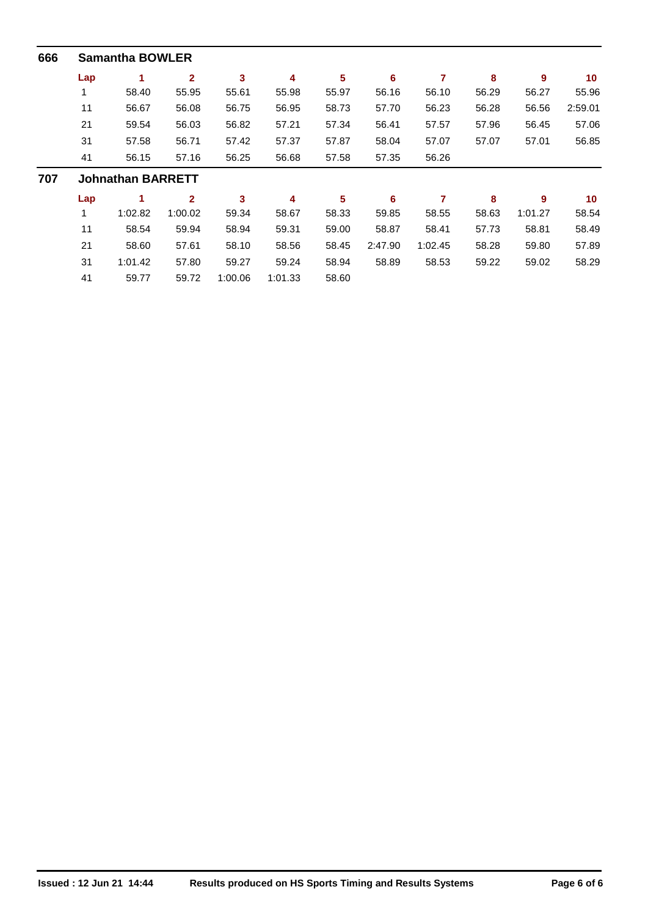## 666 Samantha BOWLER

| Lap | 1 | 2 | 3 | 4 | 5 | 6 | 7 | 8 | 9 | 10 |
|---|---|---|---|---|---|---|---|---|---|---|
| 1 | 58.40 | 55.95 | 55.61 | 55.98 | 55.97 | 56.16 | 56.10 | 56.29 | 56.27 | 55.96 |
| 11 | 56.67 | 56.08 | 56.75 | 56.95 | 58.73 | 57.70 | 56.23 | 56.28 | 56.56 | 2:59.01 |
| 21 | 59.54 | 56.03 | 56.82 | 57.21 | 57.34 | 56.41 | 57.57 | 57.96 | 56.45 | 57.06 |
| 31 | 57.58 | 56.71 | 57.42 | 57.37 | 57.87 | 58.04 | 57.07 | 57.07 | 57.01 | 56.85 |
| 41 | 56.15 | 57.16 | 56.25 | 56.68 | 57.58 | 57.35 | 56.26 | | | |

## 707 Johnathan BARRETT

| Lap | 1 | 2 | 3 | 4 | 5 | 6 | 7 | 8 | 9 | 10 |
|---|---|---|---|---|---|---|---|---|---|---|
| 1 | 1:02.82 | 1:00.02 | 59.34 | 58.67 | 58.33 | 59.85 | 58.55 | 58.63 | 1:01.27 | 58.54 |
| 11 | 58.54 | 59.94 | 58.94 | 59.31 | 59.00 | 58.87 | 58.41 | 57.73 | 58.81 | 58.49 |
| 21 | 58.60 | 57.61 | 58.10 | 58.56 | 58.45 | 2:47.90 | 1:02.45 | 58.28 | 59.80 | 57.89 |
| 31 | 1:01.42 | 57.80 | 59.27 | 59.24 | 58.94 | 58.89 | 58.53 | 59.22 | 59.02 | 58.29 |
| 41 | 59.77 | 59.72 | 1:00.06 | 1:01.33 | 58.60 | | | | | |

**Issued : 12 Jun 21 14:44** **Results produced on HS Sports Timing and Results Systems**